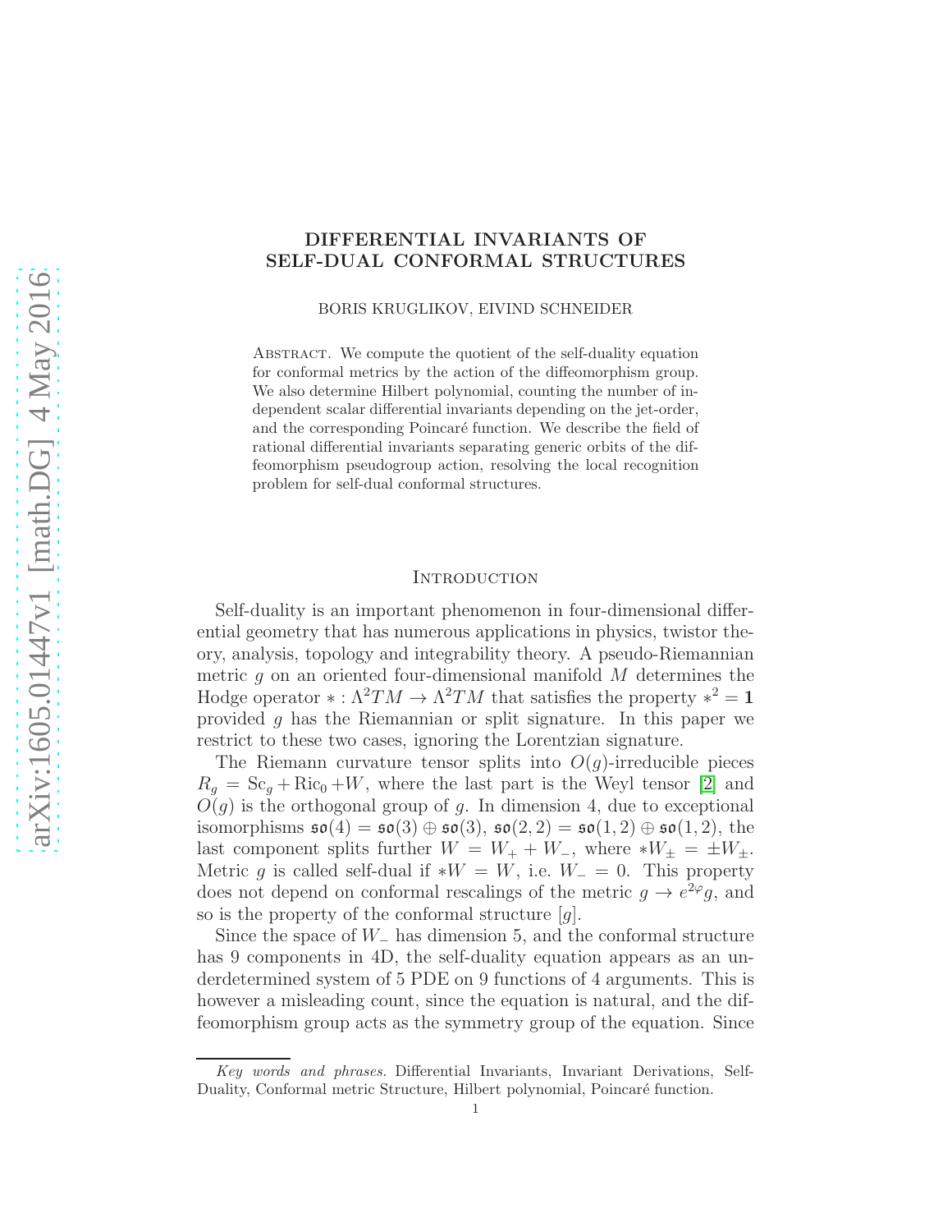# DIFFERENTIAL INVARIANTS OF SELF-DUAL CONFORMAL STRUCTURES

BORIS KRUGLIKOV, EIVIND SCHNEIDER

Abstract. We compute the quotient of the self-duality equation for conformal metrics by the action of the diffeomorphism group. We also determine Hilbert polynomial, counting the number of independent scalar differential invariants depending on the jet-order, and the corresponding Poincaré function. We describe the field of rational differential invariants separating generic orbits of the diffeomorphism pseudogroup action, resolving the local recognition problem for self-dual conformal structures.

## Introduction

Self-duality is an important phenomenon in four-dimensional differential geometry that has numerous applications in physics, twistor theory, analysis, topology and integrability theory. A pseudo-Riemannian metric $g$ on an oriented four-dimensional manifold $M$ determines the Hodge operator $*:\Lambda^2TM\to\Lambda^2TM$ that satisfies the property $*^2=\mathbf{1}$ provided $g$ has the Riemannian or split signature. In this paper we restrict to these two cases, ignoring the Lorentzian signature.

The Riemann curvature tensor splits into $O(g)$-irreducible pieces $R_g=\mathrm{Sc}_g+\mathrm{Ric}_0+W$, where the last part is the Weyl tensor [2] and $O(g)$ is the orthogonal group of $g$. In dimension 4, due to exceptional isomorphisms $\mathfrak{so}(4)=\mathfrak{so}(3)\oplus\mathfrak{so}(3)$, $\mathfrak{so}(2,2)=\mathfrak{so}(1,2)\oplus\mathfrak{so}(1,2)$, the last component splits further $W=W_++W_-$, where $*W_\pm=\pm W_\pm$. Metric $g$ is called self-dual if $*W=W$, i.e. $W_-=0$. This property does not depend on conformal rescalings of the metric $g\to e^{2\varphi}g$, and so is the property of the conformal structure $[g]$.

Since the space of $W_-$ has dimension 5, and the conformal structure has 9 components in 4D, the self-duality equation appears as an underdetermined system of 5 PDE on 9 functions of 4 arguments. This is however a misleading count, since the equation is natural, and the diffeomorphism group acts as the symmetry group of the equation. Since

*Key words and phrases.* Differential Invariants, Invariant Derivations, Self-Duality, Conformal metric Structure, Hilbert polynomial, Poincaré function.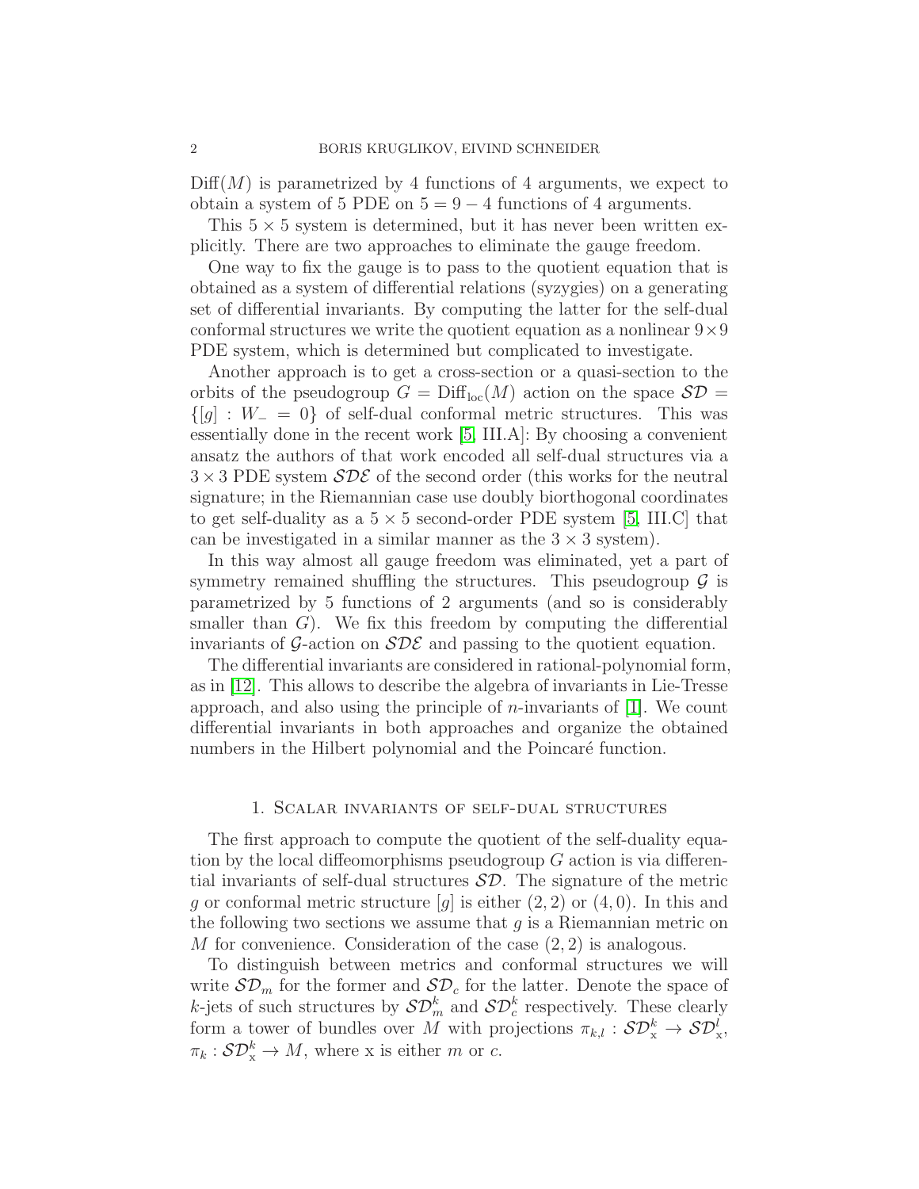$\mathrm{Diff}(M)$ is parametrized by 4 functions of 4 arguments, we expect to obtain a system of 5 PDE on $5 = 9 - 4$ functions of 4 arguments.

This $5 \times 5$ system is determined, but it has never been written explicitly. There are two approaches to eliminate the gauge freedom.

One way to fix the gauge is to pass to the quotient equation that is obtained as a system of differential relations (syzygies) on a generating set of differential invariants. By computing the latter for the self-dual conformal structures we write the quotient equation as a nonlinear $9 \times 9$ PDE system, which is determined but complicated to investigate.

Another approach is to get a cross-section or a quasi-section to the orbits of the pseudogroup $G = \mathrm{Diff}_{\mathrm{loc}}(M)$ action on the space $\mathcal{SD} = \{[g] : W_- = 0\}$ of self-dual conformal metric structures. This was essentially done in the recent work [5, III.A]: By choosing a convenient ansatz the authors of that work encoded all self-dual structures via a $3 \times 3$ PDE system $\mathcal{SDE}$ of the second order (this works for the neutral signature; in the Riemannian case use doubly biorthogonal coordinates to get self-duality as a $5 \times 5$ second-order PDE system [5, III.C] that can be investigated in a similar manner as the $3 \times 3$ system).

In this way almost all gauge freedom was eliminated, yet a part of symmetry remained shuffling the structures. This pseudogroup $\mathcal{G}$ is parametrized by 5 functions of 2 arguments (and so is considerably smaller than $G$). We fix this freedom by computing the differential invariants of $\mathcal{G}$-action on $\mathcal{SDE}$ and passing to the quotient equation.

The differential invariants are considered in rational-polynomial form, as in [12]. This allows to describe the algebra of invariants in Lie-Tresse approach, and also using the principle of $n$-invariants of [1]. We count differential invariants in both approaches and organize the obtained numbers in the Hilbert polynomial and the Poincaré function.

## 1. Scalar invariants of self-dual structures

The first approach to compute the quotient of the self-duality equation by the local diffeomorphisms pseudogroup $G$ action is via differential invariants of self-dual structures $\mathcal{SD}$. The signature of the metric $g$ or conformal metric structure $[g]$ is either $(2, 2)$ or $(4, 0)$. In this and the following two sections we assume that $g$ is a Riemannian metric on $M$ for convenience. Consideration of the case $(2, 2)$ is analogous.

To distinguish between metrics and conformal structures we will write $\mathcal{SD}_m$ for the former and $\mathcal{SD}_c$ for the latter. Denote the space of $k$-jets of such structures by $\mathcal{SD}_m^k$ and $\mathcal{SD}_c^k$ respectively. These clearly form a tower of bundles over $M$ with projections $\pi_{k,l} : \mathcal{SD}_{\mathrm{x}}^k \to \mathcal{SD}_{\mathrm{x}}^l$, $\pi_k : \mathcal{SD}_{\mathrm{x}}^k \to M$, where x is either $m$ or $c$.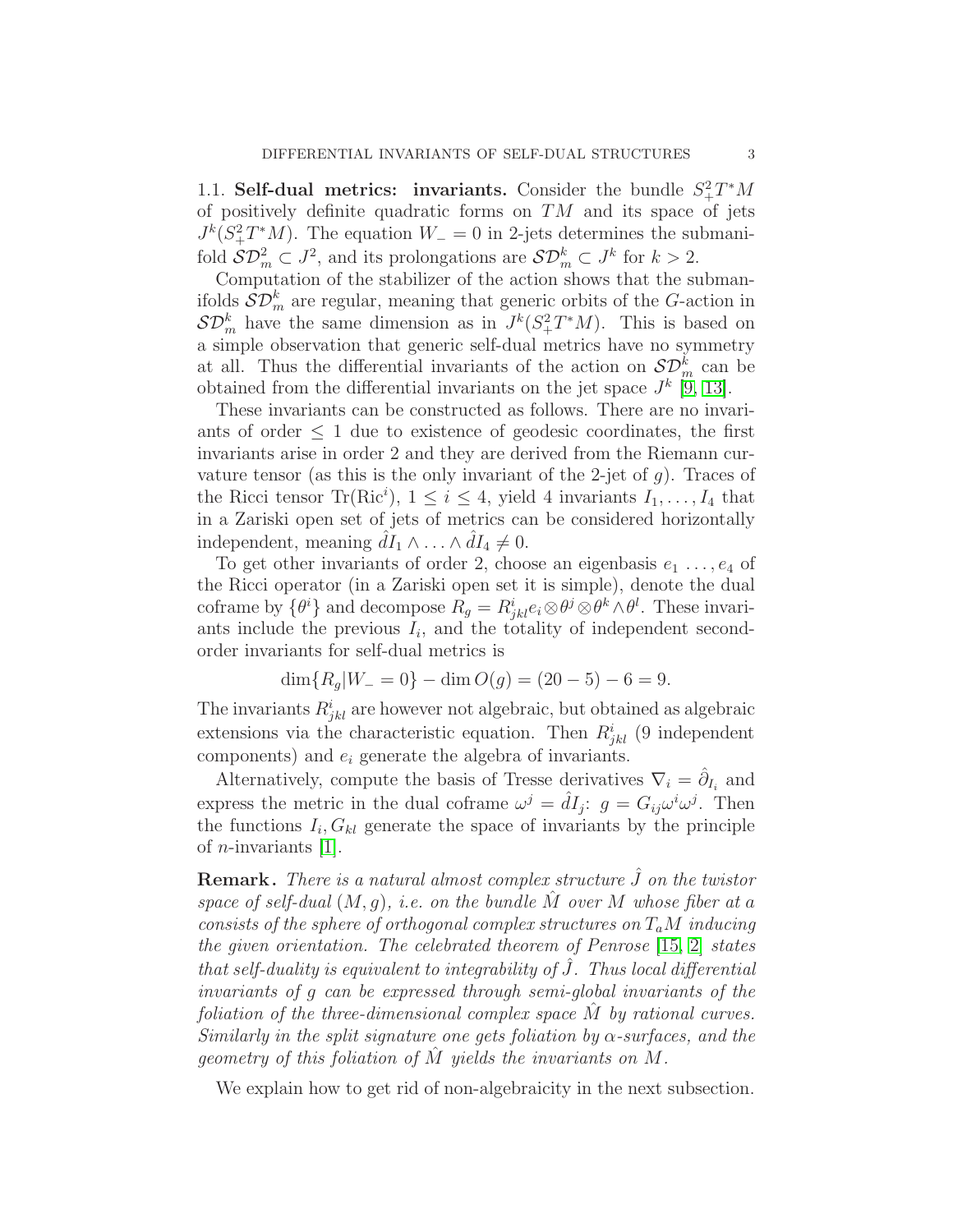### 1.1. Self-dual metrics: invariants.

Consider the bundle $S^2_+T^*M$ of positively definite quadratic forms on $TM$ and its space of jets $J^k(S^2_+T^*M)$. The equation $W_-=0$ in 2-jets determines the submanifold $\mathcal{SD}^2_m \subset J^2$, and its prolongations are $\mathcal{SD}^k_m \subset J^k$ for $k>2$.

Computation of the stabilizer of the action shows that the submanifolds $\mathcal{SD}^k_m$ are regular, meaning that generic orbits of the $G$-action in $\mathcal{SD}^k_m$ have the same dimension as in $J^k(S^2_+T^*M)$. This is based on a simple observation that generic self-dual metrics have no symmetry at all. Thus the differential invariants of the action on $\mathcal{SD}^k_m$ can be obtained from the differential invariants on the jet space $J^k$ [9, 13].

These invariants can be constructed as follows. There are no invariants of order $\leq 1$ due to existence of geodesic coordinates, the first invariants arise in order 2 and they are derived from the Riemann curvature tensor (as this is the only invariant of the 2-jet of $g$). Traces of the Ricci tensor $\mathrm{Tr}(\mathrm{Ric}^i)$, $1 \leq i \leq 4$, yield 4 invariants $I_1,\dots,I_4$ that in a Zariski open set of jets of metrics can be considered horizontally independent, meaning $\hat{d}I_1 \wedge \ldots \wedge \hat{d}I_4 \neq 0$.

To get other invariants of order 2, choose an eigenbasis $e_1 \ldots, e_4$ of the Ricci operator (in a Zariski open set it is simple), denote the dual coframe by $\{\theta^i\}$ and decompose $R_g = R^i_{jkl} e_i \otimes \theta^j \otimes \theta^k \wedge \theta^l$. These invariants include the previous $I_i$, and the totality of independent second-order invariants for self-dual metrics is

$$\dim\{R_g | W_- = 0\} - \dim O(g) = (20-5) - 6 = 9.$$

The invariants $R^i_{jkl}$ are however not algebraic, but obtained as algebraic extensions via the characteristic equation. Then $R^i_{jkl}$ (9 independent components) and $e_i$ generate the algebra of invariants.

Alternatively, compute the basis of Tresse derivatives $\nabla_i = \hat{\partial}_{I_i}$ and express the metric in the dual coframe $\omega^j = \hat{d}I_j$: $g = G_{ij}\omega^i\omega^j$. Then the functions $I_i, G_{kl}$ generate the space of invariants by the principle of $n$-invariants [1].

**Remark.** *There is a natural almost complex structure $\hat{J}$ on the twistor space of self-dual $(M,g)$, i.e. on the bundle $\hat{M}$ over $M$ whose fiber at $a$ consists of the sphere of orthogonal complex structures on $T_aM$ inducing the given orientation. The celebrated theorem of Penrose [15, 2] states that self-duality is equivalent to integrability of $\hat{J}$. Thus local differential invariants of $g$ can be expressed through semi-global invariants of the foliation of the three-dimensional complex space $\hat{M}$ by rational curves. Similarly in the split signature one gets foliation by $\alpha$-surfaces, and the geometry of this foliation of $\hat{M}$ yields the invariants on $M$.*

We explain how to get rid of non-algebraicity in the next subsection.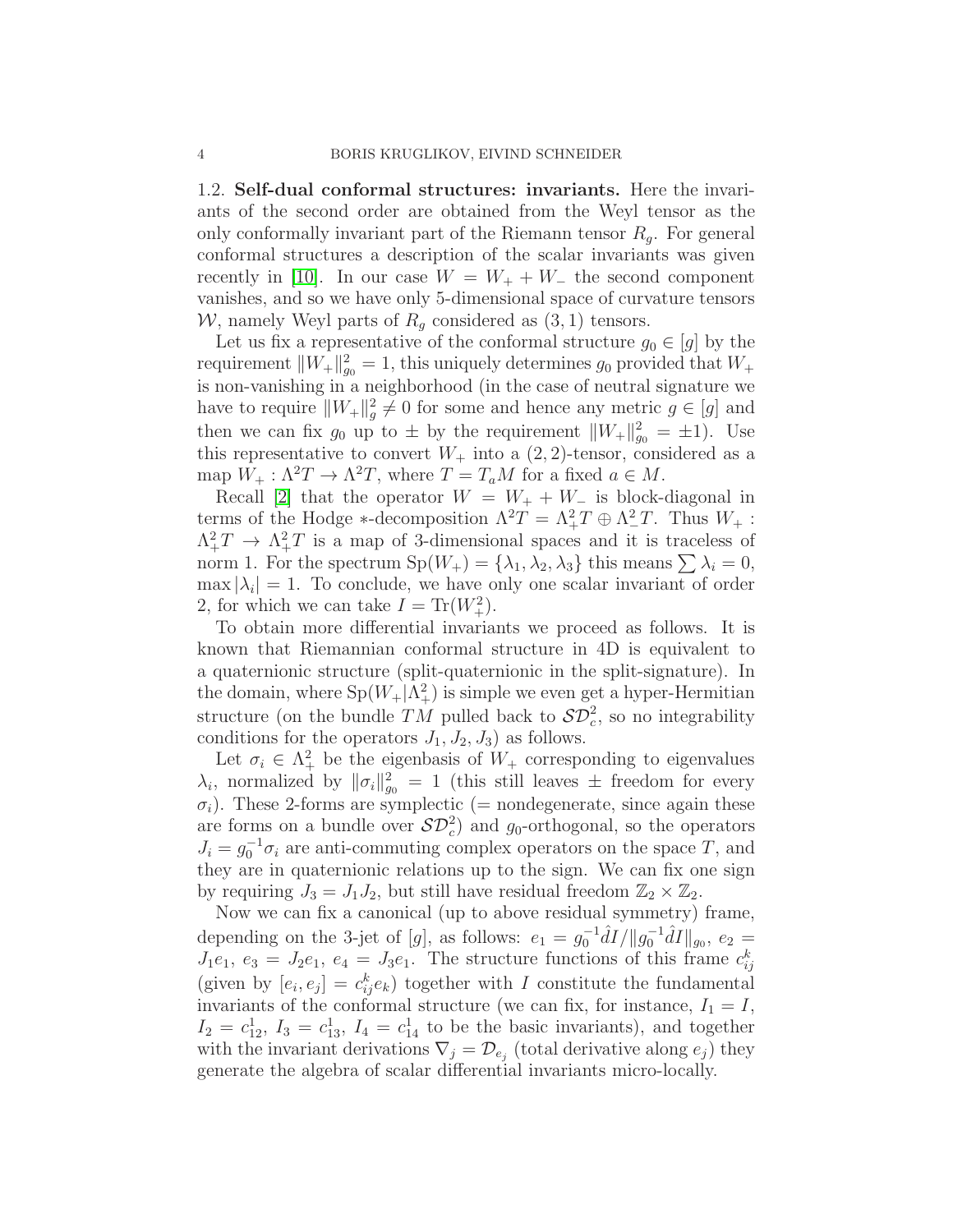## 1.2. Self-dual conformal structures: invariants.

Here the invariants of the second order are obtained from the Weyl tensor as the only conformally invariant part of the Riemann tensor $R_g$. For general conformal structures a description of the scalar invariants was given recently in [10]. In our case $W = W_+ + W_-$ the second component vanishes, and so we have only 5-dimensional space of curvature tensors $\mathcal{W}$, namely Weyl parts of $R_g$ considered as $(3,1)$ tensors.

Let us fix a representative of the conformal structure $g_0 \in [g]$ by the requirement $\|W_+\|^2_{g_0} = 1$, this uniquely determines $g_0$ provided that $W_+$ is non-vanishing in a neighborhood (in the case of neutral signature we have to require $\|W_+\|^2_g \neq 0$ for some and hence any metric $g \in [g]$ and then we can fix $g_0$ up to $\pm$ by the requirement $\|W_+\|^2_{g_0} = \pm 1$). Use this representative to convert $W_+$ into a $(2,2)$-tensor, considered as a map $W_+ : \Lambda^2 T \to \Lambda^2 T$, where $T = T_a M$ for a fixed $a \in M$.

Recall [2] that the operator $W = W_+ + W_-$ is block-diagonal in terms of the Hodge $*$-decomposition $\Lambda^2 T = \Lambda^2_+ T \oplus \Lambda^2_- T$. Thus $W_+ : \Lambda^2_+ T \to \Lambda^2_+ T$ is a map of 3-dimensional spaces and it is traceless of norm 1. For the spectrum $\mathrm{Sp}(W_+) = \{\lambda_1, \lambda_2, \lambda_3\}$ this means $\sum \lambda_i = 0$, $\max |\lambda_i| = 1$. To conclude, we have only one scalar invariant of order 2, for which we can take $I = \mathrm{Tr}(W_+^2)$.

To obtain more differential invariants we proceed as follows. It is known that Riemannian conformal structure in 4D is equivalent to a quaternionic structure (split-quaternionic in the split-signature). In the domain, where $\mathrm{Sp}(W_+|\Lambda^2_+)$ is simple we even get a hyper-Hermitian structure (on the bundle $TM$ pulled back to $\mathcal{SD}^2_c$, so no integrability conditions for the operators $J_1, J_2, J_3$) as follows.

Let $\sigma_i \in \Lambda^2_+$ be the eigenbasis of $W_+$ corresponding to eigenvalues $\lambda_i$, normalized by $\|\sigma_i\|^2_{g_0} = 1$ (this still leaves $\pm$ freedom for every $\sigma_i$). These 2-forms are symplectic (= nondegenerate, since again these are forms on a bundle over $\mathcal{SD}^2_c$) and $g_0$-orthogonal, so the operators $J_i = g_0^{-1} \sigma_i$ are anti-commuting complex operators on the space $T$, and they are in quaternionic relations up to the sign. We can fix one sign by requiring $J_3 = J_1 J_2$, but still have residual freedom $\mathbb{Z}_2 \times \mathbb{Z}_2$.

Now we can fix a canonical (up to above residual symmetry) frame, depending on the 3-jet of $[g]$, as follows: $e_1 = g_0^{-1} \hat{d} I / \|g_0^{-1} \hat{d} I\|_{g_0}$, $e_2 = J_1 e_1$, $e_3 = J_2 e_1$, $e_4 = J_3 e_1$. The structure functions of this frame $c^k_{ij}$ (given by $[e_i, e_j] = c^k_{ij} e_k$) together with $I$ constitute the fundamental invariants of the conformal structure (we can fix, for instance, $I_1 = I$, $I_2 = c^1_{12}$, $I_3 = c^1_{13}$, $I_4 = c^1_{14}$ to be the basic invariants), and together with the invariant derivations $\nabla_j = \mathcal{D}_{e_j}$ (total derivative along $e_j$) they generate the algebra of scalar differential invariants micro-locally.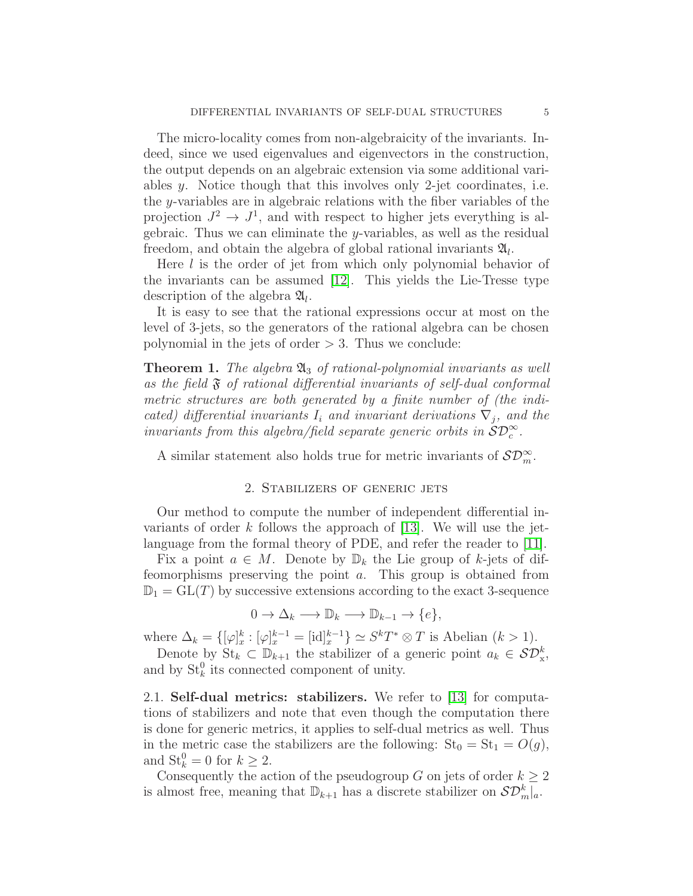The micro-locality comes from non-algebraicity of the invariants. Indeed, since we used eigenvalues and eigenvectors in the construction, the output depends on an algebraic extension via some additional variables $y$. Notice though that this involves only 2-jet coordinates, i.e. the $y$-variables are in algebraic relations with the fiber variables of the projection $J^2 \to J^1$, and with respect to higher jets everything is algebraic. Thus we can eliminate the $y$-variables, as well as the residual freedom, and obtain the algebra of global rational invariants $\mathfrak{A}_l$.

Here $l$ is the order of jet from which only polynomial behavior of the invariants can be assumed [12]. This yields the Lie-Tresse type description of the algebra $\mathfrak{A}_l$.

It is easy to see that the rational expressions occur at most on the level of 3-jets, so the generators of the rational algebra can be chosen polynomial in the jets of order $> 3$. Thus we conclude:

**Theorem 1.** *The algebra $\mathfrak{A}_3$ of rational-polynomial invariants as well as the field $\mathfrak{F}$ of rational differential invariants of self-dual conformal metric structures are both generated by a finite number of (the indicated) differential invariants $I_i$ and invariant derivations $\nabla_j$, and the invariants from this algebra/field separate generic orbits in $\mathcal{SD}_c^\infty$.*

A similar statement also holds true for metric invariants of $\mathcal{SD}_m^\infty$.

## 2. Stabilizers of generic jets

Our method to compute the number of independent differential invariants of order $k$ follows the approach of [13]. We will use the jet-language from the formal theory of PDE, and refer the reader to [11].

Fix a point $a \in M$. Denote by $\mathbb{D}_k$ the Lie group of $k$-jets of diffeomorphisms preserving the point $a$. This group is obtained from $\mathbb{D}_1 = \mathrm{GL}(T)$ by successive extensions according to the exact 3-sequence

$$0 \to \Delta_k \longrightarrow \mathbb{D}_k \longrightarrow \mathbb{D}_{k-1} \to \{e\},$$

where $\Delta_k = \{[\varphi]_x^k : [\varphi]_x^{k-1} = [\mathrm{id}]_x^{k-1}\} \simeq S^k T^* \otimes T$ is Abelian ($k > 1$).

Denote by $\mathrm{St}_k \subset \mathbb{D}_{k+1}$ the stabilizer of a generic point $a_k \in \mathcal{SD}_\mathrm{x}^k$, and by $\mathrm{St}_k^0$ its connected component of unity.

**2.1. Self-dual metrics: stabilizers.** We refer to [13] for computations of stabilizers and note that even though the computation there is done for generic metrics, it applies to self-dual metrics as well. Thus in the metric case the stabilizers are the following: $\mathrm{St}_0 = \mathrm{St}_1 = O(g)$, and $\mathrm{St}_k^0 = 0$ for $k \geq 2$.

Consequently the action of the pseudogroup $G$ on jets of order $k \geq 2$ is almost free, meaning that $\mathbb{D}_{k+1}$ has a discrete stabilizer on $\mathcal{SD}_m^k|_a$.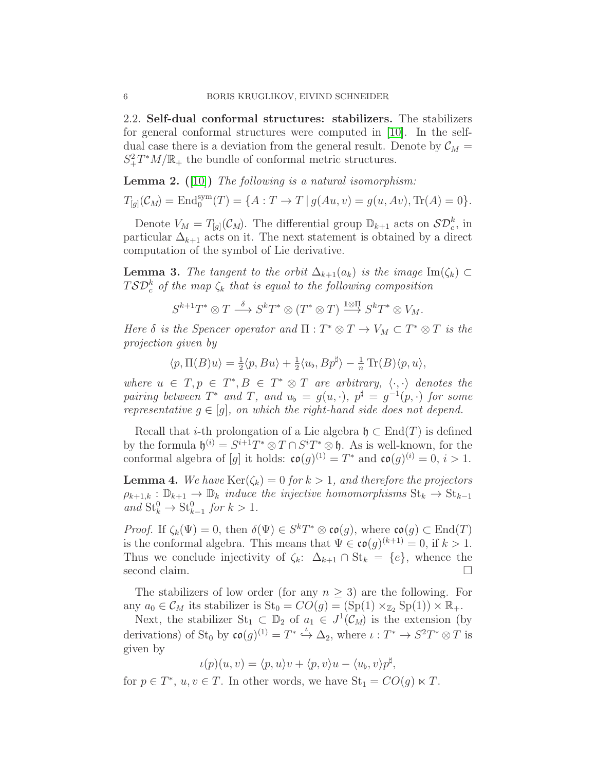**2.2. Self-dual conformal structures: stabilizers.** The stabilizers for general conformal structures were computed in [10]. In the self-dual case there is a deviation from the general result. Denote by $\mathcal{C}_M = S^2_+T^*M/\mathbb{R}_+$ the bundle of conformal metric structures.

**Lemma 2.** ([10]) *The following is a natural isomorphism:*

$$T_{[g]}(\mathcal{C}_M) = \mathrm{End}_0^{\mathrm{sym}}(T) = \{A : T \to T \mid g(Au, v) = g(u, Av), \mathrm{Tr}(A) = 0\}.$$

Denote $V_M = T_{[g]}(\mathcal{C}_M)$. The differential group $\mathbb{D}_{k+1}$ acts on $\mathcal{SD}^k_c$, in particular $\Delta_{k+1}$ acts on it. The next statement is obtained by a direct computation of the symbol of Lie derivative.

**Lemma 3.** *The tangent to the orbit $\Delta_{k+1}(a_k)$ is the image $\mathrm{Im}(\zeta_k) \subset T\mathcal{SD}^k_c$ of the map $\zeta_k$ that is equal to the following composition*

$$S^{k+1}T^* \otimes T \xrightarrow{\ \delta\ } S^kT^* \otimes (T^* \otimes T) \xrightarrow{\mathbf{1}\otimes\Pi} S^kT^* \otimes V_M.$$

*Here $\delta$ is the Spencer operator and $\Pi : T^* \otimes T \to V_M \subset T^* \otimes T$ is the projection given by*

$$\langle p, \Pi(B)u\rangle = \tfrac{1}{2}\langle p, Bu\rangle + \tfrac{1}{2}\langle u_\flat, Bp^\sharp\rangle - \tfrac{1}{n}\mathrm{Tr}(B)\langle p, u\rangle,$$

*where $u \in T, p \in T^*, B \in T^* \otimes T$ are arbitrary, $\langle\cdot,\cdot\rangle$ denotes the pairing between $T^*$ and $T$, and $u_\flat = g(u, \cdot)$, $p^\sharp = g^{-1}(p, \cdot)$ for some representative $g \in [g]$, on which the right-hand side does not depend.*

Recall that $i$-th prolongation of a Lie algebra $\mathfrak{h} \subset \mathrm{End}(T)$ is defined by the formula $\mathfrak{h}^{(i)} = S^{i+1}T^* \otimes T \cap S^iT^* \otimes \mathfrak{h}$. As is well-known, for the conformal algebra of $[g]$ it holds: $\mathfrak{co}(g)^{(1)} = T^*$ and $\mathfrak{co}(g)^{(i)} = 0$, $i > 1$.

**Lemma 4.** *We have $\mathrm{Ker}(\zeta_k) = 0$ for $k > 1$, and therefore the projectors $\rho_{k+1,k} : \mathbb{D}_{k+1} \to \mathbb{D}_k$ induce the injective homomorphisms $\mathrm{St}_k \to \mathrm{St}_{k-1}$ and $\mathrm{St}^0_k \to \mathrm{St}^0_{k-1}$ for $k > 1$.*

*Proof.* If $\zeta_k(\Psi) = 0$, then $\delta(\Psi) \in S^kT^* \otimes \mathfrak{co}(g)$, where $\mathfrak{co}(g) \subset \mathrm{End}(T)$ is the conformal algebra. This means that $\Psi \in \mathfrak{co}(g)^{(k+1)} = 0$, if $k > 1$. Thus we conclude injectivity of $\zeta_k$: $\Delta_{k+1} \cap \mathrm{St}_k = \{e\}$, whence the second claim. $\square$

The stabilizers of low order (for any $n \geq 3$) are the following. For any $a_0 \in \mathcal{C}_M$ its stabilizer is $\mathrm{St}_0 = CO(g) = (\mathrm{Sp}(1) \times_{\mathbb{Z}_2} \mathrm{Sp}(1)) \times \mathbb{R}_+$.

Next, the stabilizer $\mathrm{St}_1 \subset \mathbb{D}_2$ of $a_1 \in J^1(\mathcal{C}_M)$ is the extension (by derivations) of $\mathrm{St}_0$ by $\mathfrak{co}(g)^{(1)} = T^* \overset{\iota}{\hookrightarrow} \Delta_2$, where $\iota : T^* \to S^2T^* \otimes T$ is given by

$$\iota(p)(u, v) = \langle p, u\rangle v + \langle p, v\rangle u - \langle u_\flat, v\rangle p^\sharp,$$

for $p \in T^*$, $u, v \in T$. In other words, we have $\mathrm{St}_1 = CO(g) \ltimes T$.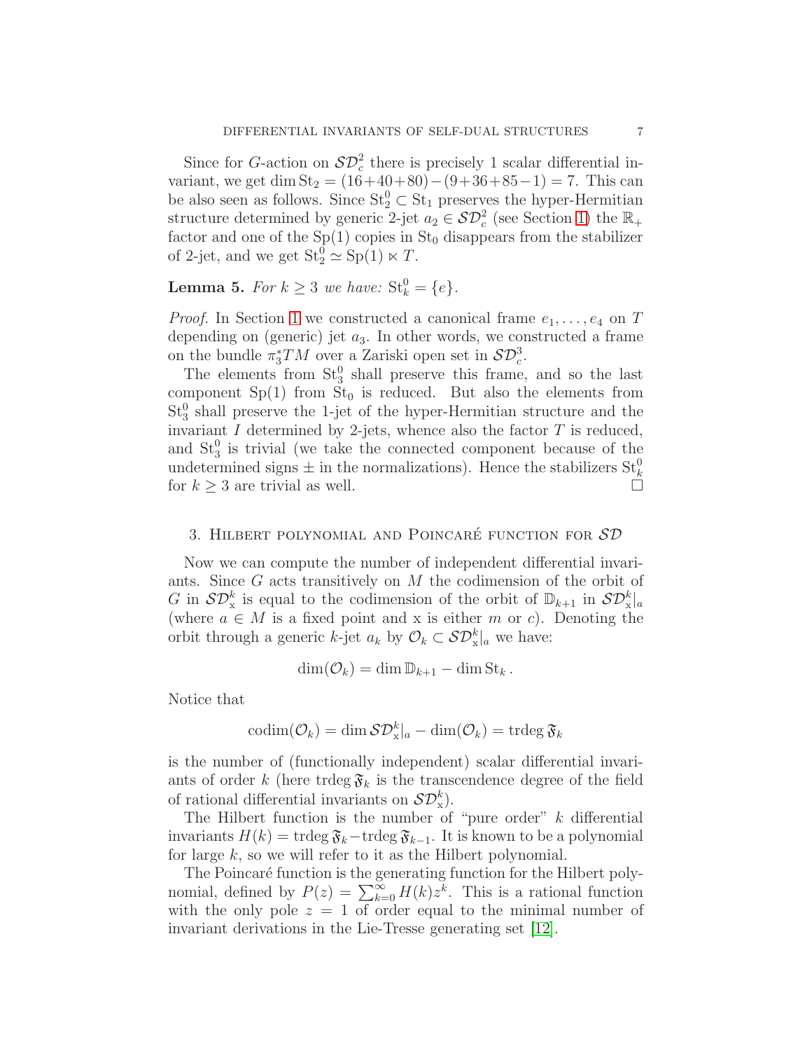Since for $G$-action on $\mathcal{SD}_c^2$ there is precisely 1 scalar differential invariant, we get $\dim \mathrm{St}_2 = (16+40+80)-(9+36+85-1) = 7$. This can be also seen as follows. Since $\mathrm{St}_2^0 \subset \mathrm{St}_1$ preserves the hyper-Hermitian structure determined by generic 2-jet $a_2 \in \mathcal{SD}_c^2$ (see Section 1) the $\mathbb{R}_+$ factor and one of the $\mathrm{Sp}(1)$ copies in $\mathrm{St}_0$ disappears from the stabilizer of 2-jet, and we get $\mathrm{St}_2^0 \simeq \mathrm{Sp}(1) \ltimes T$.

**Lemma 5.** *For $k \geq 3$ we have:* $\mathrm{St}_k^0 = \{e\}$.

*Proof.* In Section 1 we constructed a canonical frame $e_1, \dots, e_4$ on $T$ depending on (generic) jet $a_3$. In other words, we constructed a frame on the bundle $\pi_3^* TM$ over a Zariski open set in $\mathcal{SD}_c^3$.

The elements from $\mathrm{St}_3^0$ shall preserve this frame, and so the last component $\mathrm{Sp}(1)$ from $\mathrm{St}_0$ is reduced. But also the elements from $\mathrm{St}_3^0$ shall preserve the 1-jet of the hyper-Hermitian structure and the invariant $I$ determined by 2-jets, whence also the factor $T$ is reduced, and $\mathrm{St}_3^0$ is trivial (we take the connected component because of the undetermined signs $\pm$ in the normalizations). Hence the stabilizers $\mathrm{St}_k^0$ for $k \geq 3$ are trivial as well. $\square$

## 3. Hilbert polynomial and Poincaré function for $\mathcal{SD}$

Now we can compute the number of independent differential invariants. Since $G$ acts transitively on $M$ the codimension of the orbit of $G$ in $\mathcal{SD}_{\mathrm{x}}^k$ is equal to the codimension of the orbit of $\mathbb{D}_{k+1}$ in $\mathcal{SD}_{\mathrm{x}}^k|_a$ (where $a \in M$ is a fixed point and x is either $m$ or $c$). Denoting the orbit through a generic $k$-jet $a_k$ by $\mathcal{O}_k \subset \mathcal{SD}_{\mathrm{x}}^k|_a$ we have:

$$\dim(\mathcal{O}_k) = \dim \mathbb{D}_{k+1} - \dim \mathrm{St}_k \,.$$

Notice that

$$\operatorname{codim}(\mathcal{O}_k) = \dim \mathcal{SD}_{\mathrm{x}}^k|_a - \dim(\mathcal{O}_k) = \operatorname{trdeg} \mathfrak{F}_k$$

is the number of (functionally independent) scalar differential invariants of order $k$ (here $\operatorname{trdeg} \mathfrak{F}_k$ is the transcendence degree of the field of rational differential invariants on $\mathcal{SD}_{\mathrm{x}}^k$).

The Hilbert function is the number of "pure order" $k$ differential invariants $H(k) = \operatorname{trdeg} \mathfrak{F}_k - \operatorname{trdeg} \mathfrak{F}_{k-1}$. It is known to be a polynomial for large $k$, so we will refer to it as the Hilbert polynomial.

The Poincaré function is the generating function for the Hilbert polynomial, defined by $P(z) = \sum_{k=0}^{\infty} H(k) z^k$. This is a rational function with the only pole $z = 1$ of order equal to the minimal number of invariant derivations in the Lie-Tresse generating set [12].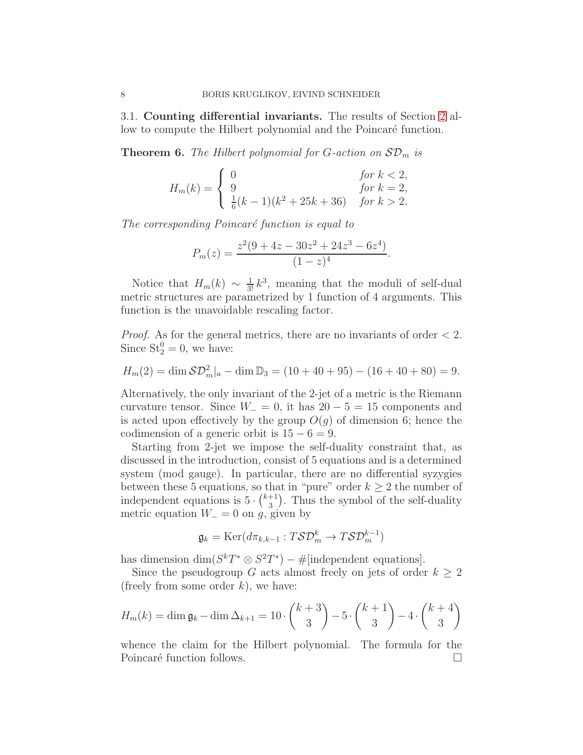### 3.1. Counting differential invariants.

The results of Section 2 allow to compute the Hilbert polynomial and the Poincaré function.

**Theorem 6.** *The Hilbert polynomial for $G$-action on $\mathcal{SD}_m$ is*

$$H_m(k) = \begin{cases} 0 & \text{for } k < 2, \\ 9 & \text{for } k = 2, \\ \frac{1}{6}(k-1)(k^2+25k+36) & \text{for } k > 2. \end{cases}$$

*The corresponding Poincaré function is equal to*

$$P_m(z) = \frac{z^2(9+4z-30z^2+24z^3-6z^4)}{(1-z)^4}.$$

Notice that $H_m(k) \sim \frac{1}{3!}k^3$, meaning that the moduli of self-dual metric structures are parametrized by 1 function of 4 arguments. This function is the unavoidable rescaling factor.

*Proof.* As for the general metrics, there are no invariants of order $< 2$. Since $\mathrm{St}_2^0 = 0$, we have:

$$H_m(2) = \dim \mathcal{SD}_m^2|_a - \dim \mathbb{D}_3 = (10+40+95) - (16+40+80) = 9.$$

Alternatively, the only invariant of the 2-jet of a metric is the Riemann curvature tensor. Since $W_- = 0$, it has $20 - 5 = 15$ components and is acted upon effectively by the group $O(g)$ of dimension 6; hence the codimension of a generic orbit is $15 - 6 = 9$.

Starting from 2-jet we impose the self-duality constraint that, as discussed in the introduction, consist of 5 equations and is a determined system (mod gauge). In particular, there are no differential syzygies between these 5 equations, so that in "pure" order $k \geq 2$ the number of independent equations is $5 \cdot \binom{k+1}{3}$. Thus the symbol of the self-duality metric equation $W_- = 0$ on $g$, given by

$$\mathfrak{g}_k = \mathrm{Ker}(d\pi_{k,k-1} : T\mathcal{SD}_m^k \to T\mathcal{SD}_m^{k-1})$$

has dimension $\dim(S^kT^* \otimes S^2T^*) - \#[\text{independent equations}]$.

Since the pseudogroup $G$ acts almost freely on jets of order $k \geq 2$ (freely from some order $k$), we have:

$$H_m(k) = \dim \mathfrak{g}_k - \dim \Delta_{k+1} = 10 \cdot \binom{k+3}{3} - 5 \cdot \binom{k+1}{3} - 4 \cdot \binom{k+4}{3}$$

whence the claim for the Hilbert polynomial. The formula for the Poincaré function follows. $\square$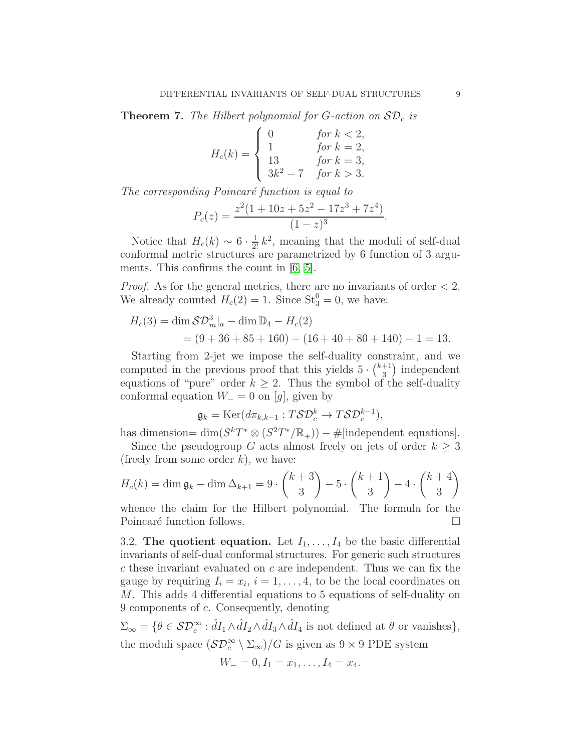**Theorem 7.** *The Hilbert polynomial for $G$-action on $\mathcal{SD}_c$ is*

$$H_c(k) = \begin{cases} 0 & \text{for } k < 2, \\ 1 & \text{for } k = 2, \\ 13 & \text{for } k = 3, \\ 3k^2 - 7 & \text{for } k > 3. \end{cases}$$

*The corresponding Poincaré function is equal to*

$$P_c(z) = \frac{z^2(1 + 10z + 5z^2 - 17z^3 + 7z^4)}{(1-z)^3}.$$

Notice that $H_c(k) \sim 6 \cdot \frac{1}{2!}\, k^2$, meaning that the moduli of self-dual conformal metric structures are parametrized by 6 function of 3 arguments. This confirms the count in [6, 5].

*Proof.* As for the general metrics, there are no invariants of order $< 2$. We already counted $H_c(2) = 1$. Since $\mathrm{St}_3^0 = 0$, we have:

$$\begin{aligned} H_c(3) &= \dim \mathcal{SD}_m^3|_a - \dim \mathbb{D}_4 - H_c(2) \\ &= (9 + 36 + 85 + 160) - (16 + 40 + 80 + 140) - 1 = 13. \end{aligned}$$

Starting from 2-jet we impose the self-duality constraint, and we computed in the previous proof that this yields $5 \cdot \binom{k+1}{3}$ independent equations of "pure" order $k \geq 2$. Thus the symbol of the self-duality conformal equation $W_- = 0$ on $[g]$, given by

$$\mathfrak{g}_k = \mathrm{Ker}(d\pi_{k,k-1} : T\mathcal{SD}_c^k \to T\mathcal{SD}_c^{k-1}),$$

has dimension= $\dim(S^kT^* \otimes (S^2T^*/\mathbb{R}_+)) - \#$[independent equations].

Since the pseudogroup $G$ acts almost freely on jets of order $k \geq 3$ (freely from some order $k$), we have:

$$H_c(k) = \dim \mathfrak{g}_k - \dim \Delta_{k+1} = 9 \cdot \binom{k+3}{3} - 5 \cdot \binom{k+1}{3} - 4 \cdot \binom{k+4}{3}$$

whence the claim for the Hilbert polynomial. The formula for the Poincaré function follows. $\square$

### 3.2. The quotient equation.

Let $I_1, \dots, I_4$ be the basic differential invariants of self-dual conformal structures. For generic such structures $c$ these invariant evaluated on $c$ are independent. Thus we can fix the gauge by requiring $I_i = x_i$, $i = 1, \dots, 4$, to be the local coordinates on $M$. This adds 4 differential equations to 5 equations of self-duality on 9 components of $c$. Consequently, denoting

$$\Sigma_\infty = \{\theta \in \mathcal{SD}_c^\infty : \hat{d}I_1 \wedge \hat{d}I_2 \wedge \hat{d}I_3 \wedge \hat{d}I_4 \text{ is not defined at } \theta \text{ or vanishes}\},$$

the moduli space $(\mathcal{SD}_c^\infty \setminus \Sigma_\infty)/G$ is given as $9 \times 9$ PDE system

$$W_- = 0, I_1 = x_1, \dots, I_4 = x_4.$$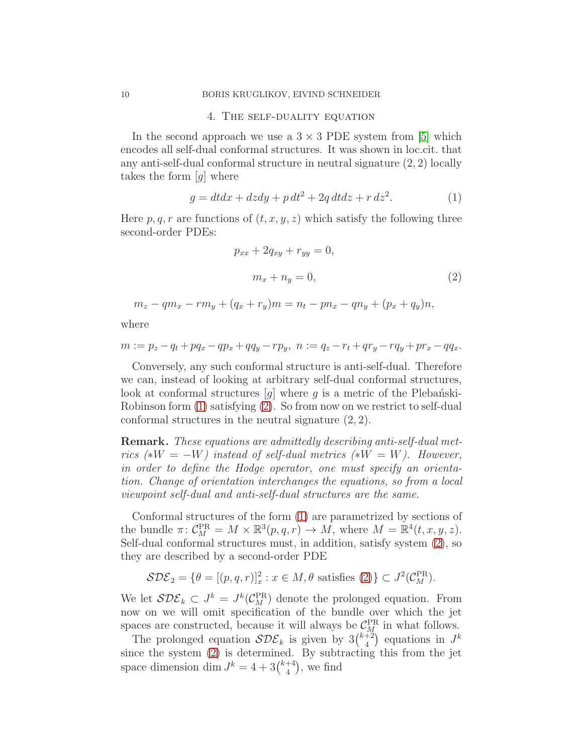## 4. The self-duality equation

In the second approach we use a $3 \times 3$ PDE system from [5] which encodes all self-dual conformal structures. It was shown in loc.cit. that any anti-self-dual conformal structure in neutral signature $(2,2)$ locally takes the form $[g]$ where

$$g = dt dx + dz dy + p\, dt^2 + 2q\, dt dz + r\, dz^2. \tag{1}$$

Here $p, q, r$ are functions of $(t, x, y, z)$ which satisfy the following three second-order PDEs:

$$\begin{gathered} p_{xx} + 2q_{xy} + r_{yy} = 0, \\ m_x + n_y = 0, \\ m_z - q m_x - r m_y + (q_x + r_y) m = n_t - p n_x - q n_y + (p_x + q_y) n, \end{gathered} \tag{2}$$

where

$$m := p_z - q_t + p q_x - q p_x + q q_y - r p_y, \; n := q_z - r_t + q r_y - r q_y + p r_x - q q_x.$$

Conversely, any such conformal structure is anti-self-dual. Therefore we can, instead of looking at arbitrary self-dual conformal structures, look at conformal structures $[g]$ where $g$ is a metric of the Plebański-Robinson form (1) satisfying (2). So from now on we restrict to self-dual conformal structures in the neutral signature $(2,2)$.

**Remark.** *These equations are admittedly describing anti-self-dual metrics ($*W = -W$) instead of self-dual metrics ($*W = W$). However, in order to define the Hodge operator, one must specify an orientation. Change of orientation interchanges the equations, so from a local viewpoint self-dual and anti-self-dual structures are the same.*

Conformal structures of the form (1) are parametrized by sections of the bundle $\pi \colon \mathcal{C}_M^{\mathrm{PR}} = M \times \mathbb{R}^3(p,q,r) \to M$, where $M = \mathbb{R}^4(t,x,y,z)$. Self-dual conformal structures must, in addition, satisfy system (2), so they are described by a second-order PDE

$$\mathcal{SDE}_2 = \{\theta = [(p,q,r)]_x^2 : x \in M, \theta \text{ satisfies (2)}\} \subset J^2(\mathcal{C}_M^{\mathrm{PR}}).$$

We let $\mathcal{SDE}_k \subset J^k = J^k(\mathcal{C}_M^{\mathrm{PR}})$ denote the prolonged equation. From now on we will omit specification of the bundle over which the jet spaces are constructed, because it will always be $\mathcal{C}_M^{\mathrm{PR}}$ in what follows.

The prolonged equation $\mathcal{SDE}_k$ is given by $3\binom{k+2}{4}$ equations in $J^k$ since the system (2) is determined. By subtracting this from the jet space dimension $\dim J^k = 4 + 3\binom{k+4}{4}$, we find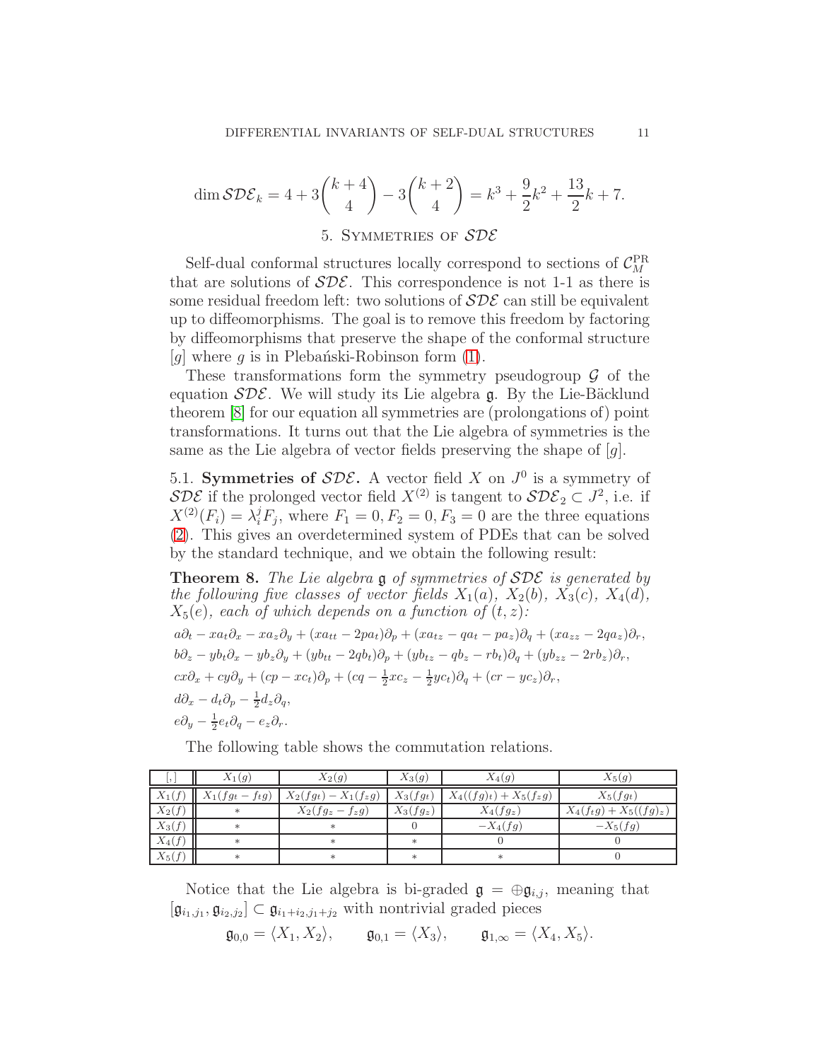$$\dim \mathcal{SDE}_k = 4 + 3\binom{k+4}{4} - 3\binom{k+2}{4} = k^3 + \frac{9}{2}k^2 + \frac{13}{2}k + 7.$$

## 5. Symmetries of $\mathcal{SDE}$

Self-dual conformal structures locally correspond to sections of $\mathcal{C}_M^{\text{PR}}$ that are solutions of $\mathcal{SDE}$. This correspondence is not 1-1 as there is some residual freedom left: two solutions of $\mathcal{SDE}$ can still be equivalent up to diffeomorphisms. The goal is to remove this freedom by factoring by diffeomorphisms that preserve the shape of the conformal structure $[g]$ where $g$ is in Plebański-Robinson form (1).

These transformations form the symmetry pseudogroup $\mathcal{G}$ of the equation $\mathcal{SDE}$. We will study its Lie algebra $\mathfrak{g}$. By the Lie-Bäcklund theorem [8] for our equation all symmetries are (prolongations of) point transformations. It turns out that the Lie algebra of symmetries is the same as the Lie algebra of vector fields preserving the shape of $[g]$.

5.1. **Symmetries of $\mathcal{SDE}$.** A vector field $X$ on $J^0$ is a symmetry of $\mathcal{SDE}$ if the prolonged vector field $X^{(2)}$ is tangent to $\mathcal{SDE}_2 \subset J^2$, i.e. if $X^{(2)}(F_i) = \lambda_i^j F_j$, where $F_1 = 0, F_2 = 0, F_3 = 0$ are the three equations (2). This gives an overdetermined system of PDEs that can be solved by the standard technique, and we obtain the following result:

**Theorem 8.** *The Lie algebra $\mathfrak{g}$ of symmetries of $\mathcal{SDE}$ is generated by the following five classes of vector fields $X_1(a)$, $X_2(b)$, $X_3(c)$, $X_4(d)$, $X_5(e)$, each of which depends on a function of $(t,z)$:*

$$a\partial_t - xa_t\partial_x - xa_z\partial_y + (xa_{tt} - 2pa_t)\partial_p + (xa_{tz} - qa_t - pa_z)\partial_q + (xa_{zz} - 2qa_z)\partial_r,$$
$$b\partial_z - yb_t\partial_x - yb_z\partial_y + (yb_{tt} - 2qb_t)\partial_p + (yb_{tz} - qb_z - rb_t)\partial_q + (yb_{zz} - 2rb_z)\partial_r,$$
$$cx\partial_x + cy\partial_y + (cp - xc_t)\partial_p + (cq - \tfrac{1}{2}xc_z - \tfrac{1}{2}yc_t)\partial_q + (cr - yc_z)\partial_r,$$
$$d\partial_x - d_t\partial_p - \tfrac{1}{2}d_z\partial_q,$$
$$e\partial_y - \tfrac{1}{2}e_t\partial_q - e_z\partial_r.$$

The following table shows the commutation relations.

| $[,]$ | $X_1(g)$ | $X_2(g)$ | $X_3(g)$ | $X_4(g)$ | $X_5(g)$ |
|---|---|---|---|---|---|
| $X_1(f)$ | $X_1(fg_t - f_tg)$ | $X_2(fg_t) - X_1(f_zg)$ | $X_3(fg_t)$ | $X_4((fg)_t) + X_5(f_zg)$ | $X_5(fg_t)$ |
| $X_2(f)$ | * | $X_2(fg_z - f_zg)$ | $X_3(fg_z)$ | $X_4(fg_z)$ | $X_4(f_tg) + X_5((fg)_z)$ |
| $X_3(f)$ | * | * | $0$ | $-X_4(fg)$ | $-X_5(fg)$ |
| $X_4(f)$ | * | * | * | $0$ | $0$ |
| $X_5(f)$ | * | * | * | * | $0$ |

Notice that the Lie algebra is bi-graded $\mathfrak{g} = \oplus\mathfrak{g}_{i,j}$, meaning that $[\mathfrak{g}_{i_1,j_1}, \mathfrak{g}_{i_2,j_2}] \subset \mathfrak{g}_{i_1+i_2, j_1+j_2}$ with nontrivial graded pieces

$$\mathfrak{g}_{0,0} = \langle X_1, X_2\rangle, \qquad \mathfrak{g}_{0,1} = \langle X_3\rangle, \qquad \mathfrak{g}_{1,\infty} = \langle X_4, X_5\rangle.$$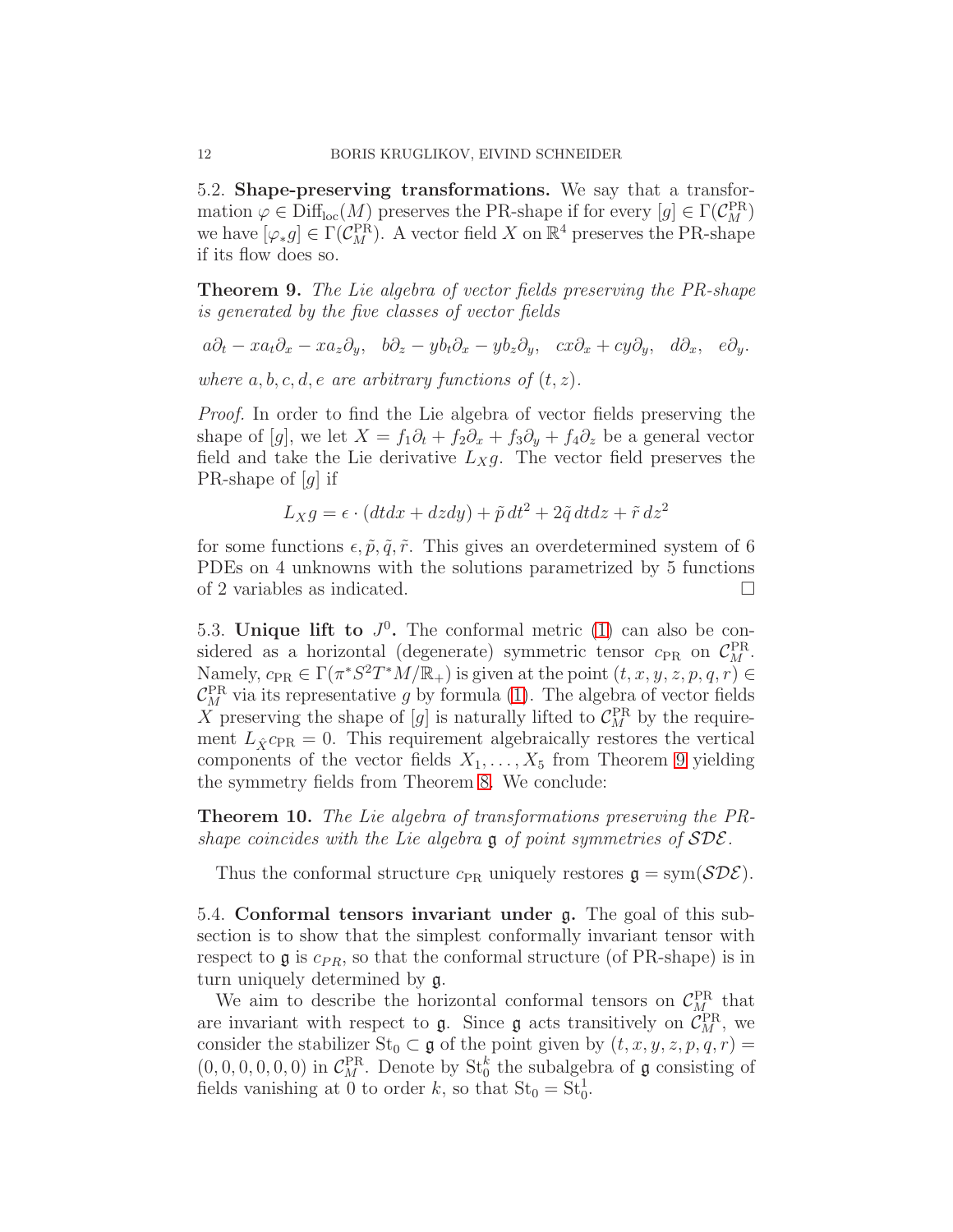### 5.2. Shape-preserving transformations.

We say that a transformation $\varphi \in \mathrm{Diff}_{\mathrm{loc}}(M)$ preserves the PR-shape if for every $[g] \in \Gamma(\mathcal{C}_M^{\mathrm{PR}})$ we have $[\varphi_* g] \in \Gamma(\mathcal{C}_M^{\mathrm{PR}})$. A vector field $X$ on $\mathbb{R}^4$ preserves the PR-shape if its flow does so.

**Theorem 9.** *The Lie algebra of vector fields preserving the PR-shape is generated by the five classes of vector fields*

$$a\partial_t - xa_t\partial_x - xa_z\partial_y,\quad b\partial_z - yb_t\partial_x - yb_z\partial_y,\quad cx\partial_x + cy\partial_y,\quad d\partial_x,\quad e\partial_y.$$

*where $a, b, c, d, e$ are arbitrary functions of $(t, z)$.*

*Proof.* In order to find the Lie algebra of vector fields preserving the shape of $[g]$, we let $X = f_1\partial_t + f_2\partial_x + f_3\partial_y + f_4\partial_z$ be a general vector field and take the Lie derivative $L_X g$. The vector field preserves the PR-shape of $[g]$ if

$$L_X g = \epsilon \cdot (dtdx + dzdy) + \tilde{p}\, dt^2 + 2\tilde{q}\, dtdz + \tilde{r}\, dz^2$$

for some functions $\epsilon, \tilde{p}, \tilde{q}, \tilde{r}$. This gives an overdetermined system of 6 PDEs on 4 unknowns with the solutions parametrized by 5 functions of 2 variables as indicated. $\square$

### 5.3. Unique lift to $J^0$.

The conformal metric (1) can also be considered as a horizontal (degenerate) symmetric tensor $c_{\mathrm{PR}}$ on $\mathcal{C}_M^{\mathrm{PR}}$. Namely, $c_{\mathrm{PR}} \in \Gamma(\pi^* S^2 T^*M/\mathbb{R}_+)$ is given at the point $(t, x, y, z, p, q, r) \in \mathcal{C}_M^{\mathrm{PR}}$ via its representative $g$ by formula (1). The algebra of vector fields $X$ preserving the shape of $[g]$ is naturally lifted to $\mathcal{C}_M^{\mathrm{PR}}$ by the requirement $L_{\hat{X}} c_{\mathrm{PR}} = 0$. This requirement algebraically restores the vertical components of the vector fields $X_1, \dots, X_5$ from Theorem 9 yielding the symmetry fields from Theorem 8. We conclude:

**Theorem 10.** *The Lie algebra of transformations preserving the PR-shape coincides with the Lie algebra $\mathfrak{g}$ of point symmetries of $\mathcal{SDE}$.*

Thus the conformal structure $c_{\mathrm{PR}}$ uniquely restores $\mathfrak{g} = \mathrm{sym}(\mathcal{SDE})$.

### 5.4. Conformal tensors invariant under $\mathfrak{g}$.

The goal of this subsection is to show that the simplest conformally invariant tensor with respect to $\mathfrak{g}$ is $c_{PR}$, so that the conformal structure (of PR-shape) is in turn uniquely determined by $\mathfrak{g}$.

We aim to describe the horizontal conformal tensors on $\mathcal{C}_M^{\mathrm{PR}}$ that are invariant with respect to $\mathfrak{g}$. Since $\mathfrak{g}$ acts transitively on $\mathcal{C}_M^{\mathrm{PR}}$, we consider the stabilizer $\mathrm{St}_0 \subset \mathfrak{g}$ of the point given by $(t, x, y, z, p, q, r) = (0, 0, 0, 0, 0, 0, 0)$ in $\mathcal{C}_M^{\mathrm{PR}}$. Denote by $\mathrm{St}_0^k$ the subalgebra of $\mathfrak{g}$ consisting of fields vanishing at 0 to order $k$, so that $\mathrm{St}_0 = \mathrm{St}_0^1$.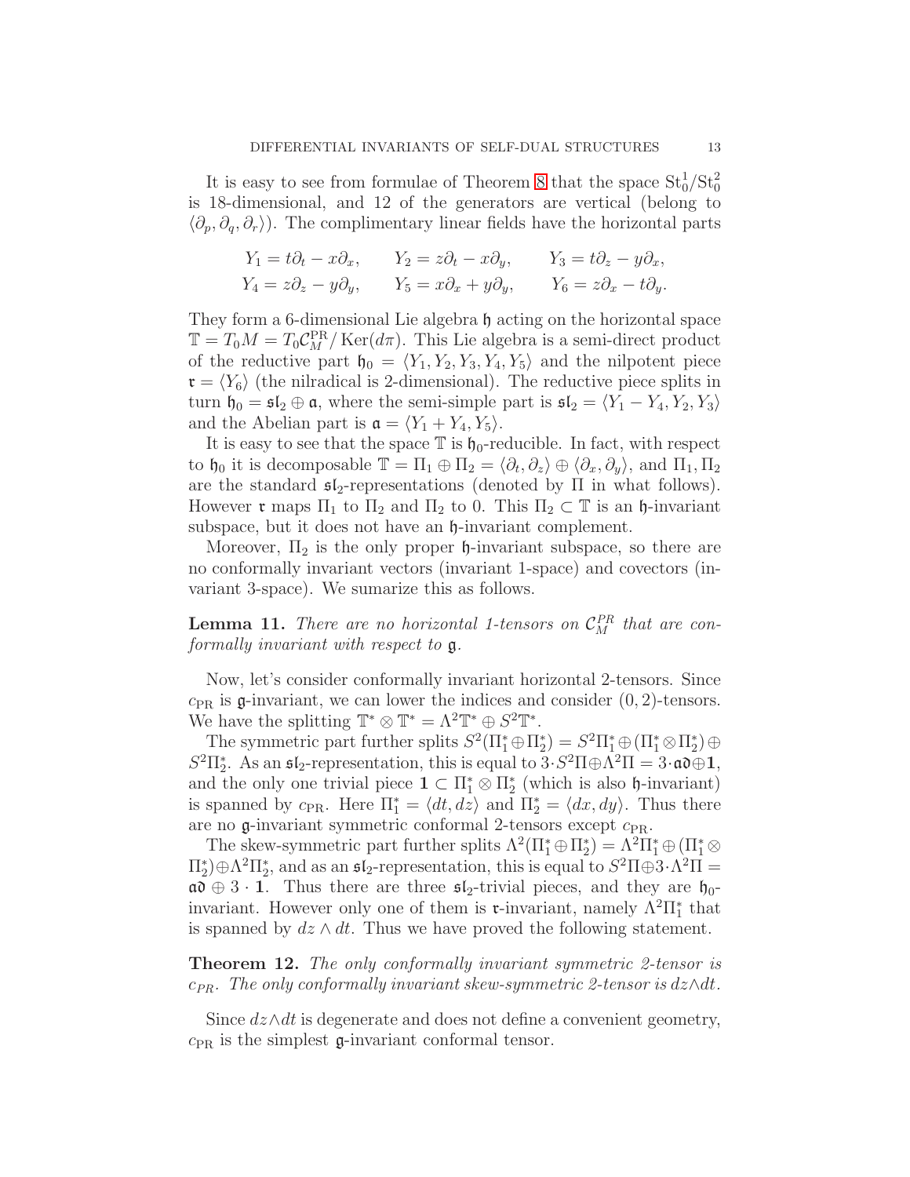It is easy to see from formulae of Theorem 8 that the space $\mathrm{St}_0^1/\mathrm{St}_0^2$ is 18-dimensional, and 12 of the generators are vertical (belong to $\langle \partial_p, \partial_q, \partial_r \rangle$). The complimentary linear fields have the horizontal parts

$$
\begin{aligned}
Y_1 &= t\partial_t - x\partial_x, \qquad & Y_2 &= z\partial_t - x\partial_y, \qquad & Y_3 &= t\partial_z - y\partial_x, \\
Y_4 &= z\partial_z - y\partial_y, \qquad & Y_5 &= x\partial_x + y\partial_y, \qquad & Y_6 &= z\partial_x - t\partial_y.
\end{aligned}
$$

They form a 6-dimensional Lie algebra $\mathfrak{h}$ acting on the horizontal space $\mathbb{T} = T_0M = T_0\mathcal{C}_M^{\mathrm{PR}} / \operatorname{Ker}(d\pi)$. This Lie algebra is a semi-direct product of the reductive part $\mathfrak{h}_0 = \langle Y_1, Y_2, Y_3, Y_4, Y_5 \rangle$ and the nilpotent piece $\mathfrak{r} = \langle Y_6 \rangle$ (the nilradical is 2-dimensional). The reductive piece splits in turn $\mathfrak{h}_0 = \mathfrak{sl}_2 \oplus \mathfrak{a}$, where the semi-simple part is $\mathfrak{sl}_2 = \langle Y_1 - Y_4, Y_2, Y_3 \rangle$ and the Abelian part is $\mathfrak{a} = \langle Y_1 + Y_4, Y_5 \rangle$.

It is easy to see that the space $\mathbb{T}$ is $\mathfrak{h}_0$-reducible. In fact, with respect to $\mathfrak{h}_0$ it is decomposable $\mathbb{T} = \Pi_1 \oplus \Pi_2 = \langle \partial_t, \partial_z \rangle \oplus \langle \partial_x, \partial_y \rangle$, and $\Pi_1, \Pi_2$ are the standard $\mathfrak{sl}_2$-representations (denoted by $\Pi$ in what follows). However $\mathfrak{r}$ maps $\Pi_1$ to $\Pi_2$ and $\Pi_2$ to 0. This $\Pi_2 \subset \mathbb{T}$ is an $\mathfrak{h}$-invariant subspace, but it does not have an $\mathfrak{h}$-invariant complement.

Moreover, $\Pi_2$ is the only proper $\mathfrak{h}$-invariant subspace, so there are no conformally invariant vectors (invariant 1-space) and covectors (invariant 3-space). We sumarize this as follows.

**Lemma 11.** *There are no horizontal 1-tensors on $\mathcal{C}_M^{PR}$ that are conformally invariant with respect to $\mathfrak{g}$.*

Now, let's consider conformally invariant horizontal 2-tensors. Since $c_{\mathrm{PR}}$ is $\mathfrak{g}$-invariant, we can lower the indices and consider $(0,2)$-tensors. We have the splitting $\mathbb{T}^* \otimes \mathbb{T}^* = \Lambda^2\mathbb{T}^* \oplus S^2\mathbb{T}^*$.

The symmetric part further splits $S^2(\Pi_1^* \oplus \Pi_2^*) = S^2\Pi_1^* \oplus (\Pi_1^* \otimes \Pi_2^*) \oplus S^2\Pi_2^*$. As an $\mathfrak{sl}_2$-representation, this is equal to $3 \cdot S^2\Pi \oplus \Lambda^2\Pi = 3 \cdot \mathfrak{ad} \oplus \mathbf{1}$, and the only one trivial piece $\mathbf{1} \subset \Pi_1^* \otimes \Pi_2^*$ (which is also $\mathfrak{h}$-invariant) is spanned by $c_{\mathrm{PR}}$. Here $\Pi_1^* = \langle dt, dz \rangle$ and $\Pi_2^* = \langle dx, dy \rangle$. Thus there are no $\mathfrak{g}$-invariant symmetric conformal 2-tensors except $c_{\mathrm{PR}}$.

The skew-symmetric part further splits $\Lambda^2(\Pi_1^* \oplus \Pi_2^*) = \Lambda^2\Pi_1^* \oplus (\Pi_1^* \otimes \Pi_2^*) \oplus \Lambda^2\Pi_2^*$, and as an $\mathfrak{sl}_2$-representation, this is equal to $S^2\Pi \oplus 3 \cdot \Lambda^2\Pi = \mathfrak{ad} \oplus 3 \cdot \mathbf{1}$. Thus there are three $\mathfrak{sl}_2$-trivial pieces, and they are $\mathfrak{h}_0$-invariant. However only one of them is $\mathfrak{r}$-invariant, namely $\Lambda^2\Pi_1^*$ that is spanned by $dz \wedge dt$. Thus we have proved the following statement.

**Theorem 12.** *The only conformally invariant symmetric 2-tensor is $c_{PR}$. The only conformally invariant skew-symmetric 2-tensor is $dz \wedge dt$.*

Since $dz \wedge dt$ is degenerate and does not define a convenient geometry, $c_{\mathrm{PR}}$ is the simplest $\mathfrak{g}$-invariant conformal tensor.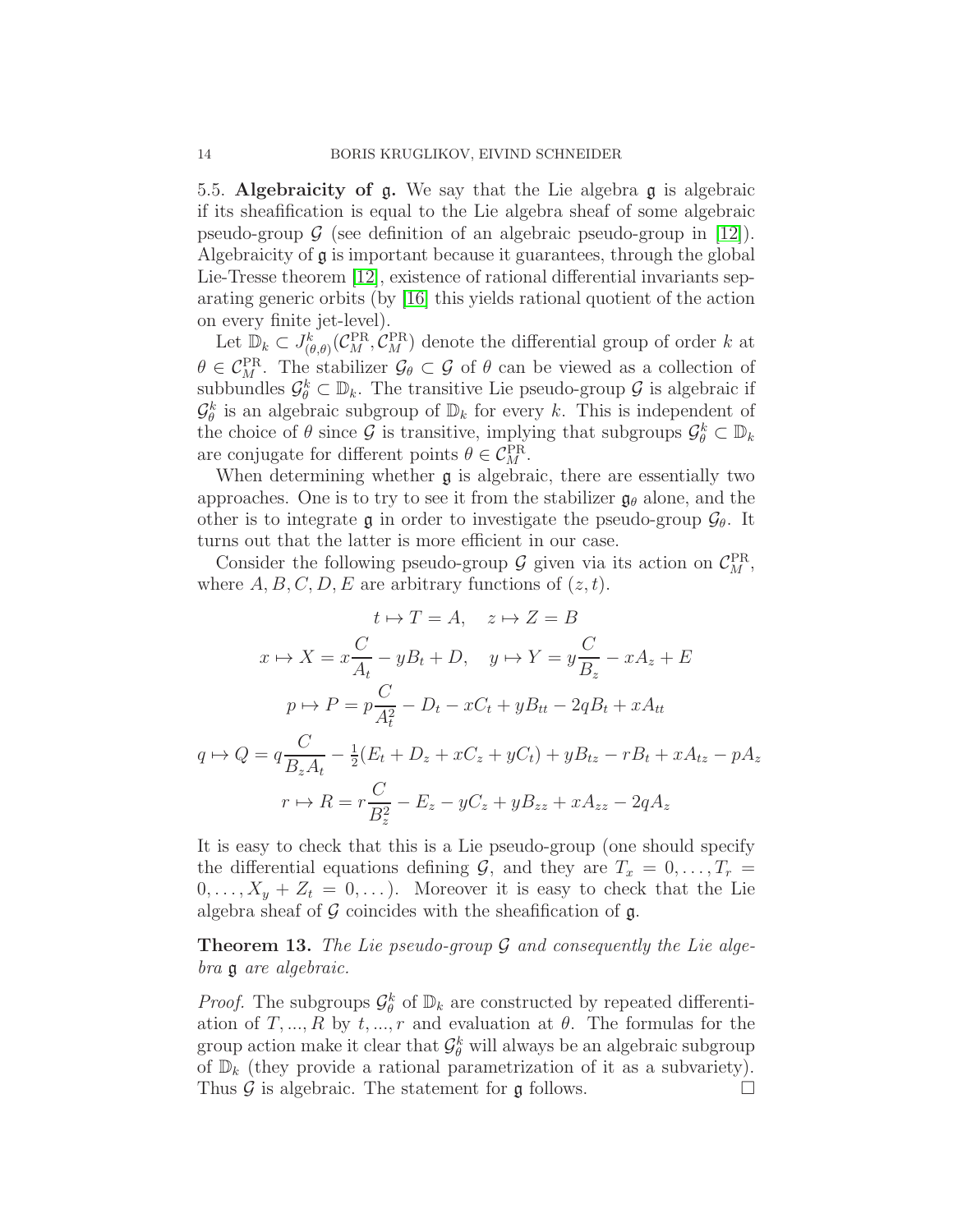### 5.5. Algebraicity of $\mathfrak{g}$.

We say that the Lie algebra $\mathfrak{g}$ is algebraic if its sheafification is equal to the Lie algebra sheaf of some algebraic pseudo-group $\mathcal{G}$ (see definition of an algebraic pseudo-group in [12]). Algebraicity of $\mathfrak{g}$ is important because it guarantees, through the global Lie-Tresse theorem [12], existence of rational differential invariants separating generic orbits (by [16] this yields rational quotient of the action on every finite jet-level).

Let $\mathbb{D}_k \subset J^k_{(\theta,\theta)}(\mathcal{C}_M^{\rm PR}, \mathcal{C}_M^{\rm PR})$ denote the differential group of order $k$ at $\theta \in \mathcal{C}_M^{\rm PR}$. The stabilizer $\mathcal{G}_\theta \subset \mathcal{G}$ of $\theta$ can be viewed as a collection of subbundles $\mathcal{G}_\theta^k \subset \mathbb{D}_k$. The transitive Lie pseudo-group $\mathcal{G}$ is algebraic if $\mathcal{G}_\theta^k$ is an algebraic subgroup of $\mathbb{D}_k$ for every $k$. This is independent of the choice of $\theta$ since $\mathcal{G}$ is transitive, implying that subgroups $\mathcal{G}_\theta^k \subset \mathbb{D}_k$ are conjugate for different points $\theta \in \mathcal{C}_M^{\rm PR}$.

When determining whether $\mathfrak{g}$ is algebraic, there are essentially two approaches. One is to try to see it from the stabilizer $\mathfrak{g}_\theta$ alone, and the other is to integrate $\mathfrak{g}$ in order to investigate the pseudo-group $\mathcal{G}_\theta$. It turns out that the latter is more efficient in our case.

Consider the following pseudo-group $\mathcal{G}$ given via its action on $\mathcal{C}_M^{\rm PR}$, where $A, B, C, D, E$ are arbitrary functions of $(z, t)$.

$$t \mapsto T = A, \quad z \mapsto Z = B$$

$$x \mapsto X = x\frac{C}{A_t} - yB_t + D, \quad y \mapsto Y = y\frac{C}{B_z} - xA_z + E$$

$$p \mapsto P = p\frac{C}{A_t^2} - D_t - xC_t + yB_{tt} - 2qB_t + xA_{tt}$$

$$q \mapsto Q = q\frac{C}{B_z A_t} - \tfrac{1}{2}(E_t + D_z + xC_z + yC_t) + yB_{tz} - rB_t + xA_{tz} - pA_z$$

$$r \mapsto R = r\frac{C}{B_z^2} - E_z - yC_z + yB_{zz} + xA_{zz} - 2qA_z$$

It is easy to check that this is a Lie pseudo-group (one should specify the differential equations defining $\mathcal{G}$, and they are $T_x = 0, \dots, T_r = 0, \dots, X_y + Z_t = 0, \dots$). Moreover it is easy to check that the Lie algebra sheaf of $\mathcal{G}$ coincides with the sheafification of $\mathfrak{g}$.

**Theorem 13.** *The Lie pseudo-group $\mathcal{G}$ and consequently the Lie algebra $\mathfrak{g}$ are algebraic.*

*Proof.* The subgroups $\mathcal{G}_\theta^k$ of $\mathbb{D}_k$ are constructed by repeated differentiation of $T, ..., R$ by $t, ..., r$ and evaluation at $\theta$. The formulas for the group action make it clear that $\mathcal{G}_\theta^k$ will always be an algebraic subgroup of $\mathbb{D}_k$ (they provide a rational parametrization of it as a subvariety). Thus $\mathcal{G}$ is algebraic. The statement for $\mathfrak{g}$ follows. $\square$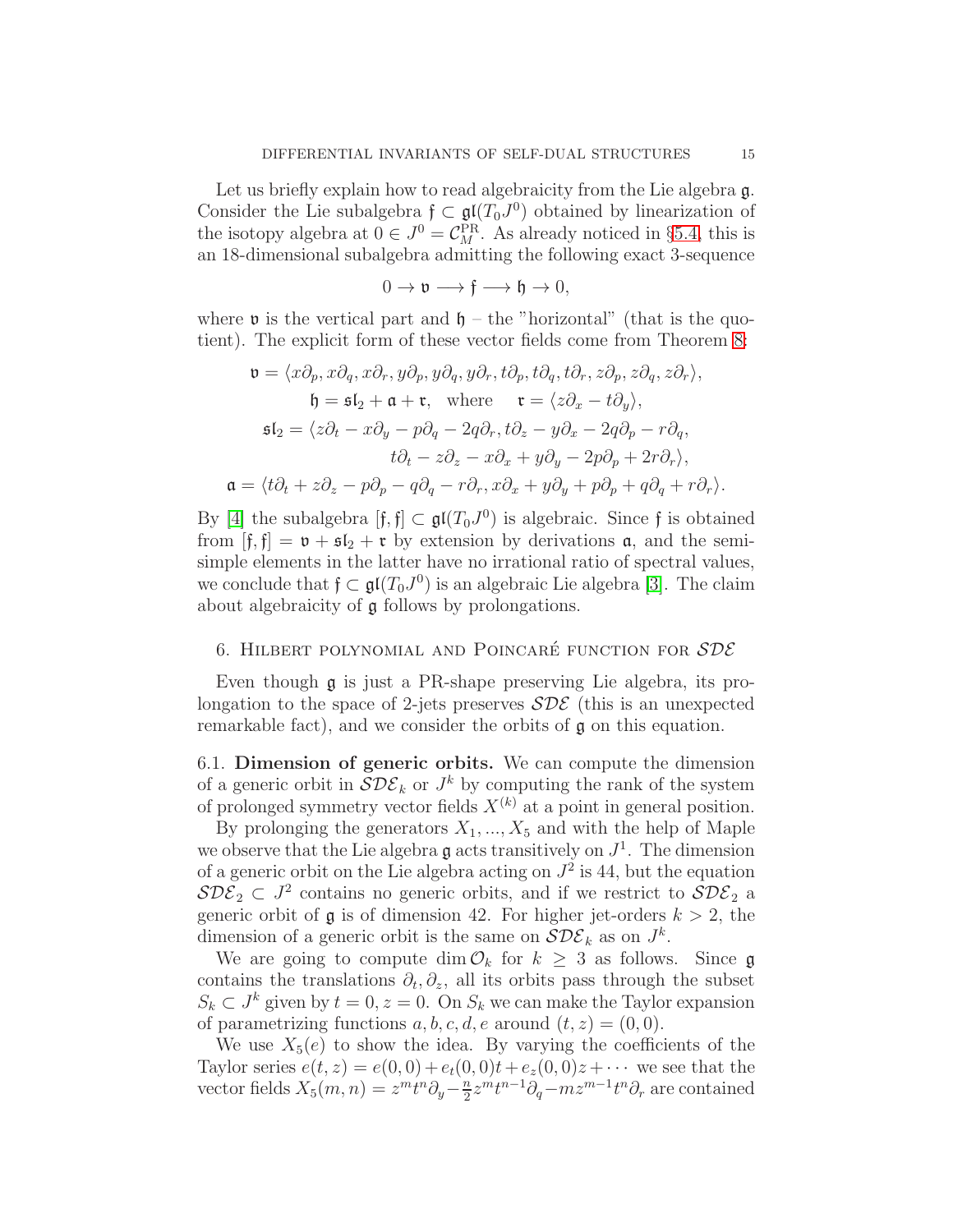Let us briefly explain how to read algebraicity from the Lie algebra $\mathfrak{g}$. Consider the Lie subalgebra $\mathfrak{f} \subset \mathfrak{gl}(T_0 J^0)$ obtained by linearization of the isotopy algebra at $0 \in J^0 = \mathcal{C}_M^{\text{PR}}$. As already noticed in §5.4, this is an 18-dimensional subalgebra admitting the following exact 3-sequence

$$0 \to \mathfrak{v} \longrightarrow \mathfrak{f} \longrightarrow \mathfrak{h} \to 0,$$

where $\mathfrak{v}$ is the vertical part and $\mathfrak{h}$ – the "horizontal" (that is the quotient). The explicit form of these vector fields come from Theorem 8:

$$\begin{gathered}
\mathfrak{v} = \langle x\partial_p, x\partial_q, x\partial_r, y\partial_p, y\partial_q, y\partial_r, t\partial_p, t\partial_q, t\partial_r, z\partial_p, z\partial_q, z\partial_r \rangle, \\
\mathfrak{h} = \mathfrak{sl}_2 + \mathfrak{a} + \mathfrak{r}, \quad \text{where} \quad \mathfrak{r} = \langle z\partial_x - t\partial_y \rangle, \\
\mathfrak{sl}_2 = \langle z\partial_t - x\partial_y - p\partial_q - 2q\partial_r, t\partial_z - y\partial_x - 2q\partial_p - r\partial_q, \\
t\partial_t - z\partial_z - x\partial_x + y\partial_y - 2p\partial_p + 2r\partial_r \rangle, \\
\mathfrak{a} = \langle t\partial_t + z\partial_z - p\partial_p - q\partial_q - r\partial_r, x\partial_x + y\partial_y + p\partial_p + q\partial_q + r\partial_r \rangle.
\end{gathered}$$

By [4] the subalgebra $[\mathfrak{f}, \mathfrak{f}] \subset \mathfrak{gl}(T_0 J^0)$ is algebraic. Since $\mathfrak{f}$ is obtained from $[\mathfrak{f}, \mathfrak{f}] = \mathfrak{v} + \mathfrak{sl}_2 + \mathfrak{r}$ by extension by derivations $\mathfrak{a}$, and the semi-simple elements in the latter have no irrational ratio of spectral values, we conclude that $\mathfrak{f} \subset \mathfrak{gl}(T_0 J^0)$ is an algebraic Lie algebra [3]. The claim about algebraicity of $\mathfrak{g}$ follows by prolongations.

## 6. Hilbert polynomial and Poincaré function for $\mathcal{SDE}$

Even though $\mathfrak{g}$ is just a PR-shape preserving Lie algebra, its prolongation to the space of 2-jets preserves $\mathcal{SDE}$ (this is an unexpected remarkable fact), and we consider the orbits of $\mathfrak{g}$ on this equation.

6.1. **Dimension of generic orbits.** We can compute the dimension of a generic orbit in $\mathcal{SDE}_k$ or $J^k$ by computing the rank of the system of prolonged symmetry vector fields $X^{(k)}$ at a point in general position.

By prolonging the generators $X_1, ..., X_5$ and with the help of Maple we observe that the Lie algebra $\mathfrak{g}$ acts transitively on $J^1$. The dimension of a generic orbit on the Lie algebra acting on $J^2$ is 44, but the equation $\mathcal{SDE}_2 \subset J^2$ contains no generic orbits, and if we restrict to $\mathcal{SDE}_2$ a generic orbit of $\mathfrak{g}$ is of dimension 42. For higher jet-orders $k > 2$, the dimension of a generic orbit is the same on $\mathcal{SDE}_k$ as on $J^k$.

We are going to compute $\dim \mathcal{O}_k$ for $k \geq 3$ as follows. Since $\mathfrak{g}$ contains the translations $\partial_t, \partial_z$, all its orbits pass through the subset $S_k \subset J^k$ given by $t = 0, z = 0$. On $S_k$ we can make the Taylor expansion of parametrizing functions $a, b, c, d, e$ around $(t, z) = (0, 0)$.

We use $X_5(e)$ to show the idea. By varying the coefficients of the Taylor series $e(t, z) = e(0, 0) + e_t(0, 0)t + e_z(0, 0)z + \cdots$ we see that the vector fields $X_5(m, n) = z^m t^n \partial_y - \frac{n}{2} z^m t^{n-1} \partial_q - m z^{m-1} t^n \partial_r$ are contained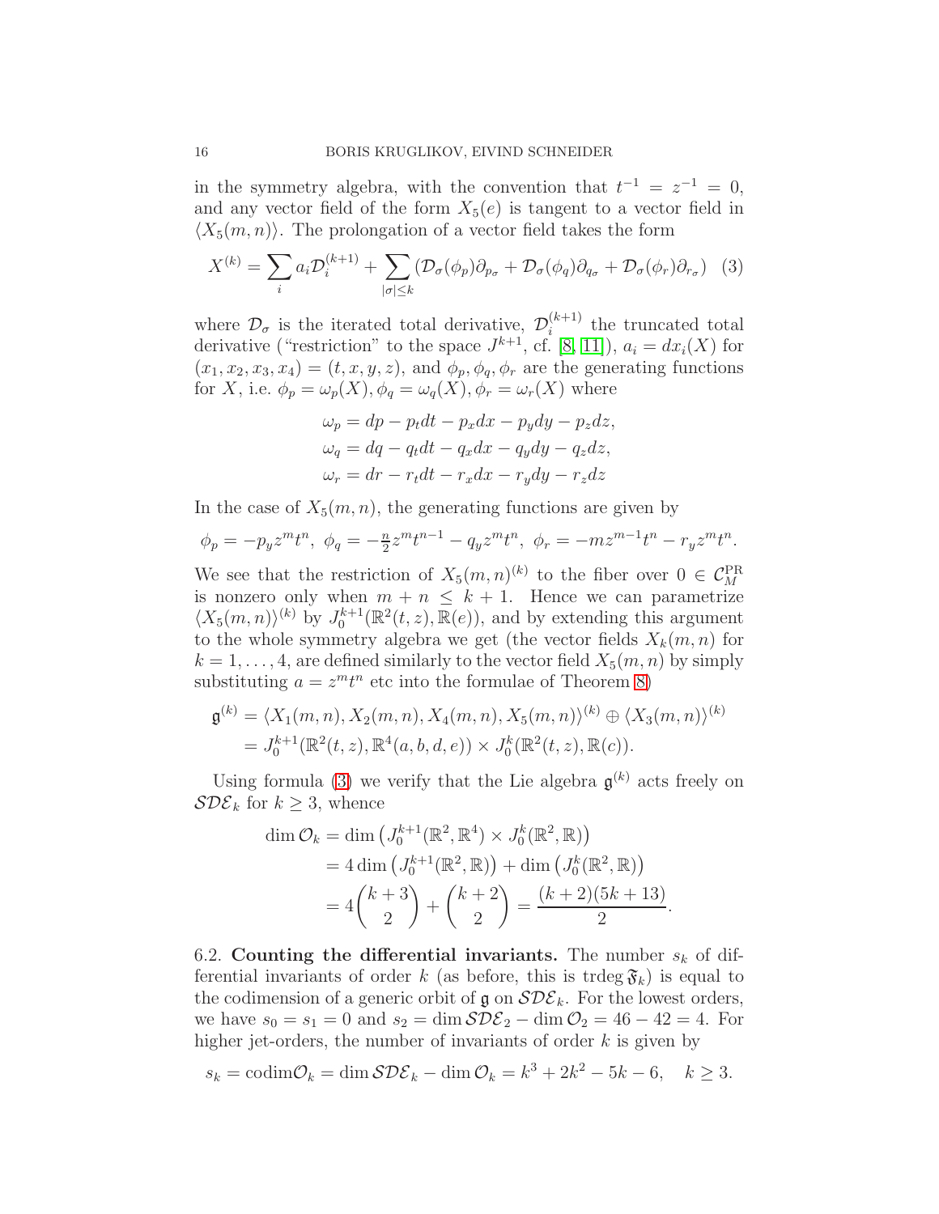in the symmetry algebra, with the convention that $t^{-1} = z^{-1} = 0$, and any vector field of the form $X_5(e)$ is tangent to a vector field in $\langle X_5(m,n)\rangle$. The prolongation of a vector field takes the form

$$X^{(k)} = \sum_i a_i \mathcal{D}_i^{(k+1)} + \sum_{|\sigma|\leq k} (\mathcal{D}_\sigma(\phi_p)\partial_{p_\sigma} + \mathcal{D}_\sigma(\phi_q)\partial_{q_\sigma} + \mathcal{D}_\sigma(\phi_r)\partial_{r_\sigma}) \quad (3)$$

where $\mathcal{D}_\sigma$ is the iterated total derivative, $\mathcal{D}_i^{(k+1)}$ the truncated total derivative ("restriction" to the space $J^{k+1}$, cf. [8, 11]), $a_i = dx_i(X)$ for $(x_1, x_2, x_3, x_4) = (t, x, y, z)$, and $\phi_p, \phi_q, \phi_r$ are the generating functions for $X$, i.e. $\phi_p = \omega_p(X), \phi_q = \omega_q(X), \phi_r = \omega_r(X)$ where

$$\begin{aligned}
\omega_p &= dp - p_t dt - p_x dx - p_y dy - p_z dz,\\
\omega_q &= dq - q_t dt - q_x dx - q_y dy - q_z dz,\\
\omega_r &= dr - r_t dt - r_x dx - r_y dy - r_z dz
\end{aligned}$$

In the case of $X_5(m,n)$, the generating functions are given by

$$\phi_p = -p_y z^m t^n,\ \phi_q = -\tfrac{n}{2} z^m t^{n-1} - q_y z^m t^n,\ \phi_r = -m z^{m-1} t^n - r_y z^m t^n.$$

We see that the restriction of $X_5(m,n)^{(k)}$ to the fiber over $0 \in \mathcal{C}_M^{\text{PR}}$ is nonzero only when $m + n \leq k+1$. Hence we can parametrize $\langle X_5(m,n)\rangle^{(k)}$ by $J_0^{k+1}(\mathbb{R}^2(t,z), \mathbb{R}(e))$, and by extending this argument to the whole symmetry algebra we get (the vector fields $X_k(m,n)$ for $k = 1, \dots, 4$, are defined similarly to the vector field $X_5(m,n)$ by simply substituting $a = z^m t^n$ etc into the formulae of Theorem 8)

$$\begin{aligned}
\mathfrak{g}^{(k)} &= \langle X_1(m,n), X_2(m,n), X_4(m,n), X_5(m,n)\rangle^{(k)} \oplus \langle X_3(m,n)\rangle^{(k)}\\
&= J_0^{k+1}(\mathbb{R}^2(t,z), \mathbb{R}^4(a,b,d,e)) \times J_0^k(\mathbb{R}^2(t,z), \mathbb{R}(c)).
\end{aligned}$$

Using formula (3) we verify that the Lie algebra $\mathfrak{g}^{(k)}$ acts freely on $\mathcal{SDE}_k$ for $k \geq 3$, whence

$$\begin{aligned}
\dim \mathcal{O}_k &= \dim \left(J_0^{k+1}(\mathbb{R}^2, \mathbb{R}^4) \times J_0^k(\mathbb{R}^2, \mathbb{R})\right)\\
&= 4 \dim \left(J_0^{k+1}(\mathbb{R}^2, \mathbb{R})\right) + \dim \left(J_0^k(\mathbb{R}^2, \mathbb{R})\right)\\
&= 4\binom{k+3}{2} + \binom{k+2}{2} = \frac{(k+2)(5k+13)}{2}.
\end{aligned}$$

6.2. **Counting the differential invariants.** The number $s_k$ of differential invariants of order $k$ (as before, this is $\operatorname{trdeg} \mathfrak{F}_k$) is equal to the codimension of a generic orbit of $\mathfrak{g}$ on $\mathcal{SDE}_k$. For the lowest orders, we have $s_0 = s_1 = 0$ and $s_2 = \dim \mathcal{SDE}_2 - \dim \mathcal{O}_2 = 46 - 42 = 4$. For higher jet-orders, the number of invariants of order $k$ is given by

$$s_k = \operatorname{codim} \mathcal{O}_k = \dim \mathcal{SDE}_k - \dim \mathcal{O}_k = k^3 + 2k^2 - 5k - 6, \quad k \geq 3.$$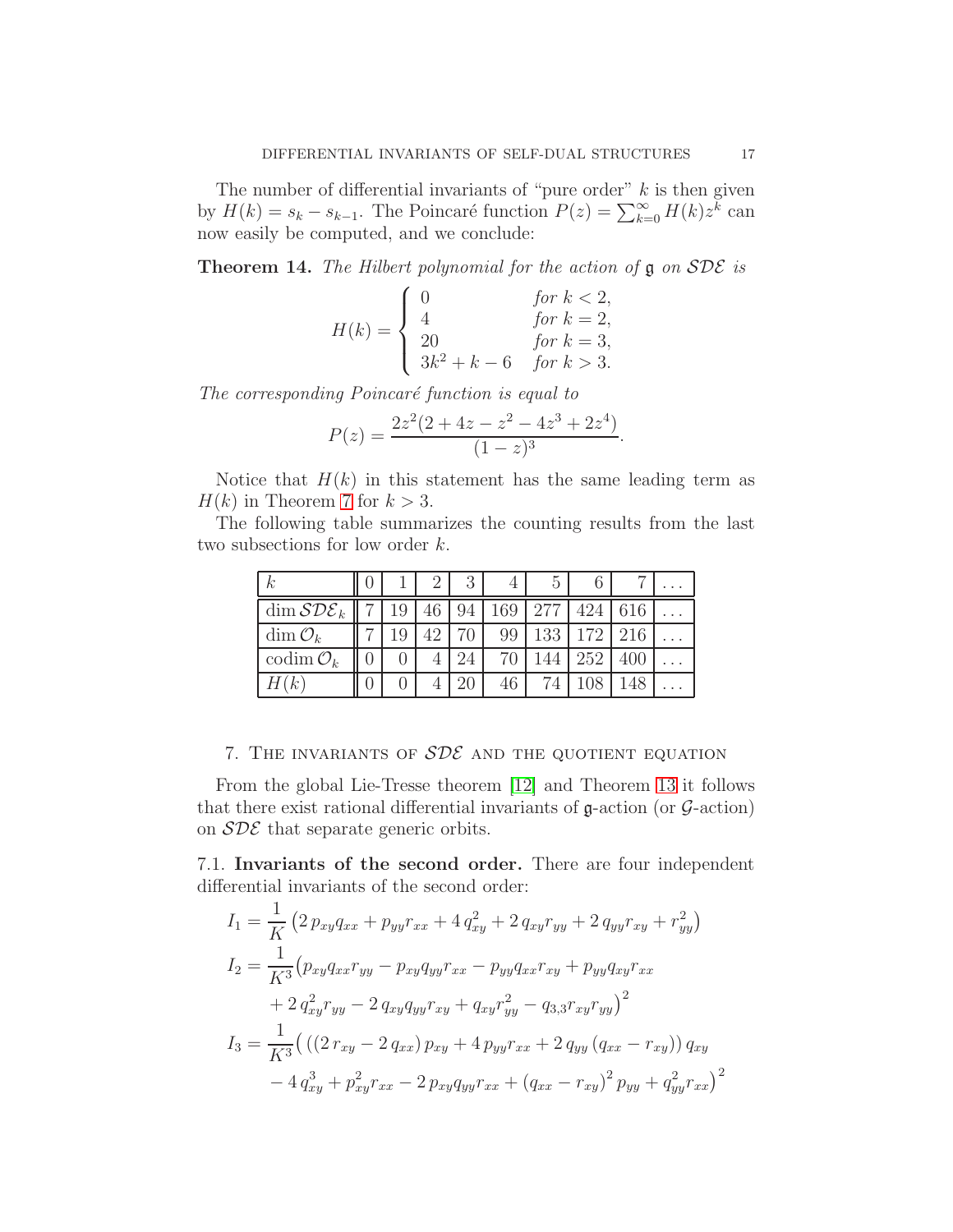The number of differential invariants of "pure order" $k$ is then given by $H(k) = s_k - s_{k-1}$. The Poincaré function $P(z) = \sum_{k=0}^{\infty} H(k) z^k$ can now easily be computed, and we conclude:

**Theorem 14.** *The Hilbert polynomial for the action of* $\mathfrak{g}$ *on* $\mathcal{SDE}$ *is*

$$H(k) = \begin{cases} 0 & \text{for } k < 2, \\ 4 & \text{for } k = 2, \\ 20 & \text{for } k = 3, \\ 3k^2 + k - 6 & \text{for } k > 3. \end{cases}$$

*The corresponding Poincaré function is equal to*

$$P(z) = \frac{2z^2(2 + 4z - z^2 - 4z^3 + 2z^4)}{(1-z)^3}.$$

Notice that $H(k)$ in this statement has the same leading term as $H(k)$ in Theorem 7 for $k > 3$.

The following table summarizes the counting results from the last two subsections for low order $k$.

| $k$ | 0 | 1 | 2 | 3 | 4 | 5 | 6 | 7 | ... |
|---|---|---|---|---|---|---|---|---|---|
| $\dim \mathcal{SDE}_k$ | 7 | 19 | 46 | 94 | 169 | 277 | 424 | 616 | ... |
| $\dim \mathcal{O}_k$ | 7 | 19 | 42 | 70 | 99 | 133 | 172 | 216 | ... |
| $\operatorname{codim} \mathcal{O}_k$ | 0 | 0 | 4 | 24 | 70 | 144 | 252 | 400 | ... |
| $H(k)$ | 0 | 0 | 4 | 20 | 46 | 74 | 108 | 148 | ... |

## 7. The invariants of $\mathcal{SDE}$ and the quotient equation

From the global Lie-Tresse theorem [12] and Theorem 13 it follows that there exist rational differential invariants of $\mathfrak{g}$-action (or $\mathcal{G}$-action) on $\mathcal{SDE}$ that separate generic orbits.

### 7.1. Invariants of the second order.

There are four independent differential invariants of the second order:

$$I_1 = \frac{1}{K}\left(2\, p_{xy} q_{xx} + p_{yy} r_{xx} + 4\, q_{xy}^2 + 2\, q_{xy} r_{yy} + 2\, q_{yy} r_{xy} + r_{yy}^2\right)$$

$$\begin{aligned} I_2 = \frac{1}{K^3}\big(& p_{xy} q_{xx} r_{yy} - p_{xy} q_{yy} r_{xx} - p_{yy} q_{xx} r_{xy} + p_{yy} q_{xy} r_{xx} \\ &+ 2\, q_{xy}^2 r_{yy} - 2\, q_{xy} q_{yy} r_{xy} + q_{xy} r_{yy}^2 - q_{3,3} r_{xy} r_{yy}\big)^2 \end{aligned}$$

$$\begin{aligned} I_3 = \frac{1}{K^3}\big(& \left(\left(2\, r_{xy} - 2\, q_{xx}\right) p_{xy} + 4\, p_{yy} r_{xx} + 2\, q_{yy}\left(q_{xx} - r_{xy}\right)\right) q_{xy} \\ &- 4\, q_{xy}^3 + p_{xy}^2 r_{xx} - 2\, p_{xy} q_{yy} r_{xx} + \left(q_{xx} - r_{xy}\right)^2 p_{yy} + q_{yy}^2 r_{xx}\big)^2 \end{aligned}$$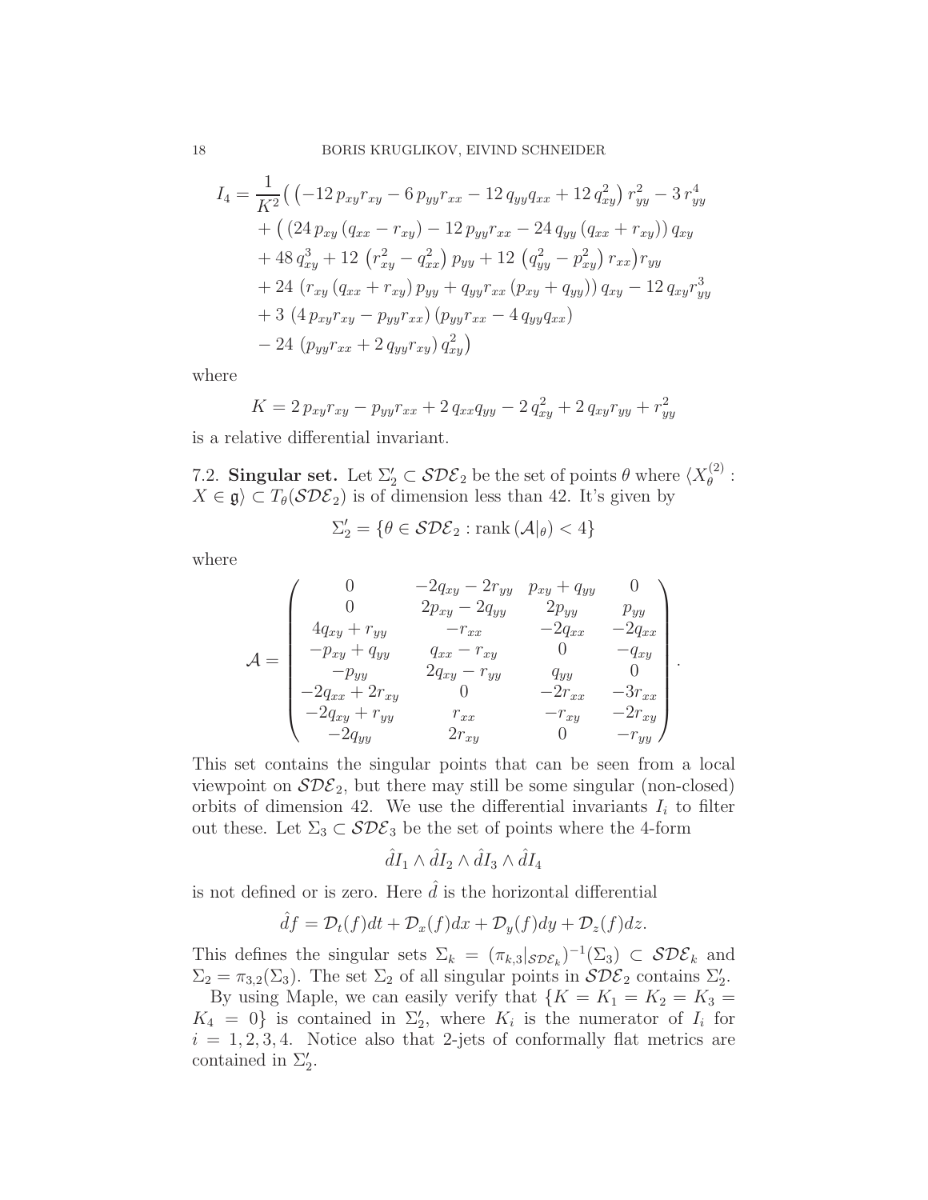$$
\begin{aligned}
I_4 = \frac{1}{K^2}\Big( & \left(-12\, p_{xy} r_{xy} - 6\, p_{yy} r_{xx} - 12\, q_{yy} q_{xx} + 12\, q_{xy}^2\right) r_{yy}^2 - 3\, r_{yy}^4 \\
& + \Big( \left(24\, p_{xy}\left(q_{xx} - r_{xy}\right) - 12\, p_{yy} r_{xx} - 24\, q_{yy}\left(q_{xx} + r_{xy}\right)\right) q_{xy} \\
& + 48\, q_{xy}^3 + 12\, \left(r_{xy}^2 - q_{xx}^2\right) p_{yy} + 12\, \left(q_{yy}^2 - p_{xy}^2\right) r_{xx}\Big) r_{yy} \\
& + 24\, \left(r_{xy}\left(q_{xx} + r_{xy}\right) p_{yy} + q_{yy} r_{xx}\left(p_{xy} + q_{yy}\right)\right) q_{xy} - 12\, q_{xy} r_{yy}^3 \\
& + 3\, \left(4\, p_{xy} r_{xy} - p_{yy} r_{xx}\right)\left(p_{yy} r_{xx} - 4\, q_{yy} q_{xx}\right) \\
& - 24\, \left(p_{yy} r_{xx} + 2\, q_{yy} r_{xy}\right) q_{xy}^2 \Big)
\end{aligned}
$$

where

$$
K = 2\, p_{xy} r_{xy} - p_{yy} r_{xx} + 2\, q_{xx} q_{yy} - 2\, q_{xy}^2 + 2\, q_{xy} r_{yy} + r_{yy}^2
$$

is a relative differential invariant.

**7.2. Singular set.** Let $\Sigma_2' \subset \mathcal{SDE}_2$ be the set of points $\theta$ where $\langle X_\theta^{(2)} : X \in \mathfrak{g}\rangle \subset T_\theta(\mathcal{SDE}_2)$ is of dimension less than 42. It's given by

$$
\Sigma_2' = \{\theta \in \mathcal{SDE}_2 : \operatorname{rank}(\mathcal{A}|_\theta) < 4\}
$$

where

$$
\mathcal{A} = \begin{pmatrix}
0 & -2q_{xy} - 2r_{yy} & p_{xy} + q_{yy} & 0 \\
0 & 2p_{xy} - 2q_{yy} & 2p_{yy} & p_{yy} \\
4q_{xy} + r_{yy} & -r_{xx} & -2q_{xx} & -2q_{xx} \\
-p_{xy} + q_{yy} & q_{xx} - r_{xy} & 0 & -q_{xy} \\
-p_{yy} & 2q_{xy} - r_{yy} & q_{yy} & 0 \\
-2q_{xx} + 2r_{xy} & 0 & -2r_{xx} & -3r_{xx} \\
-2q_{xy} + r_{yy} & r_{xx} & -r_{xy} & -2r_{xy} \\
-2q_{yy} & 2r_{xy} & 0 & -r_{yy}
\end{pmatrix}.
$$

This set contains the singular points that can be seen from a local viewpoint on $\mathcal{SDE}_2$, but there may still be some singular (non-closed) orbits of dimension 42. We use the differential invariants $I_i$ to filter out these. Let $\Sigma_3 \subset \mathcal{SDE}_3$ be the set of points where the 4-form

$$
\hat{d}I_1 \wedge \hat{d}I_2 \wedge \hat{d}I_3 \wedge \hat{d}I_4
$$

is not defined or is zero. Here $\hat{d}$ is the horizontal differential

$$
\hat{d}f = \mathcal{D}_t(f)dt + \mathcal{D}_x(f)dx + \mathcal{D}_y(f)dy + \mathcal{D}_z(f)dz.
$$

This defines the singular sets $\Sigma_k = (\pi_{k,3}|_{\mathcal{SDE}_k})^{-1}(\Sigma_3) \subset \mathcal{SDE}_k$ and $\Sigma_2 = \pi_{3,2}(\Sigma_3)$. The set $\Sigma_2$ of all singular points in $\mathcal{SDE}_2$ contains $\Sigma_2'$.

By using Maple, we can easily verify that $\{K = K_1 = K_2 = K_3 = K_4 = 0\}$ is contained in $\Sigma_2'$, where $K_i$ is the numerator of $I_i$ for $i = 1, 2, 3, 4$. Notice also that 2-jets of conformally flat metrics are contained in $\Sigma_2'$.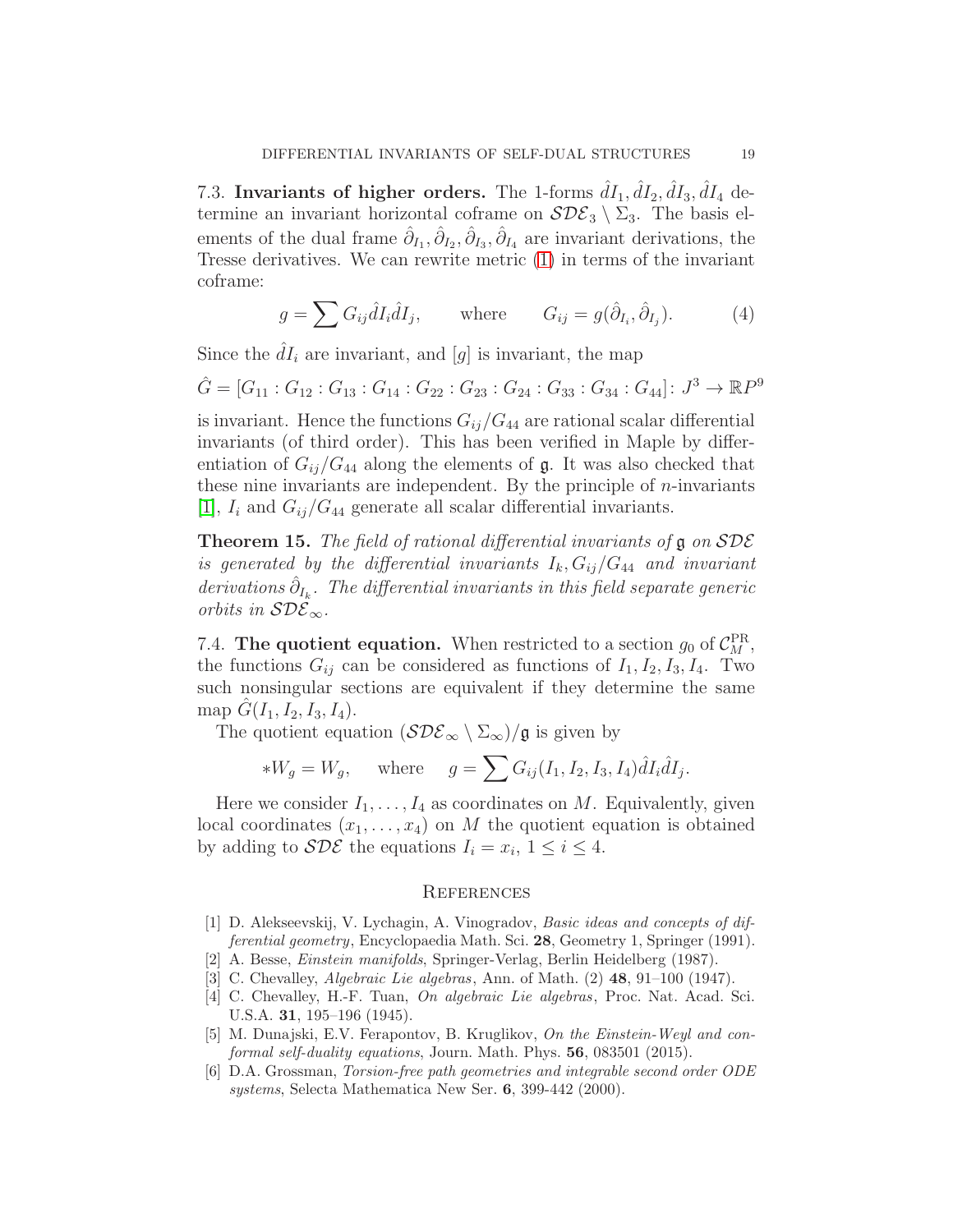7.3. **Invariants of higher orders.** The 1-forms $\hat{d}I_1, \hat{d}I_2, \hat{d}I_3, \hat{d}I_4$ determine an invariant horizontal coframe on $\mathcal{SDE}_3 \setminus \Sigma_3$. The basis elements of the dual frame $\hat{\partial}_{I_1}, \hat{\partial}_{I_2}, \hat{\partial}_{I_3}, \hat{\partial}_{I_4}$ are invariant derivations, the Tresse derivatives. We can rewrite metric (1) in terms of the invariant coframe:

$$g = \sum G_{ij} \hat{d}I_i \hat{d}I_j, \qquad \text{where} \qquad G_{ij} = g(\hat{\partial}_{I_i}, \hat{\partial}_{I_j}). \tag{4}$$

Since the $\hat{d}I_i$ are invariant, and $[g]$ is invariant, the map

$$\hat{G} = [G_{11} : G_{12} : G_{13} : G_{14} : G_{22} : G_{23} : G_{24} : G_{33} : G_{34} : G_{44}] \colon J^3 \to \mathbb{R}P^9$$

is invariant. Hence the functions $G_{ij}/G_{44}$ are rational scalar differential invariants (of third order). This has been verified in Maple by differentiation of $G_{ij}/G_{44}$ along the elements of $\mathfrak{g}$. It was also checked that these nine invariants are independent. By the principle of $n$-invariants [1], $I_i$ and $G_{ij}/G_{44}$ generate all scalar differential invariants.

**Theorem 15.** *The field of rational differential invariants of $\mathfrak{g}$ on $\mathcal{SDE}$ is generated by the differential invariants $I_k, G_{ij}/G_{44}$ and invariant derivations $\hat{\partial}_{I_k}$. The differential invariants in this field separate generic orbits in $\mathcal{SDE}_\infty$.*

7.4. **The quotient equation.** When restricted to a section $g_0$ of $\mathcal{C}_M^{\mathrm{PR}}$, the functions $G_{ij}$ can be considered as functions of $I_1, I_2, I_3, I_4$. Two such nonsingular sections are equivalent if they determine the same map $\hat{G}(I_1, I_2, I_3, I_4)$.

The quotient equation $(\mathcal{SDE}_\infty \setminus \Sigma_\infty)/\mathfrak{g}$ is given by

$$*W_g = W_g, \quad \text{where} \quad g = \sum G_{ij}(I_1, I_2, I_3, I_4) \hat{d}I_i \hat{d}I_j.$$

Here we consider $I_1, \ldots, I_4$ as coordinates on $M$. Equivalently, given local coordinates $(x_1, \ldots, x_4)$ on $M$ the quotient equation is obtained by adding to $\mathcal{SDE}$ the equations $I_i = x_i$, $1 \leq i \leq 4$.

## References

[1] D. Alekseevskij, V. Lychagin, A. Vinogradov, *Basic ideas and concepts of differential geometry*, Encyclopaedia Math. Sci. **28**, Geometry 1, Springer (1991).

[2] A. Besse, *Einstein manifolds*, Springer-Verlag, Berlin Heidelberg (1987).

[3] C. Chevalley, *Algebraic Lie algebras*, Ann. of Math. (2) **48**, 91–100 (1947).

[4] C. Chevalley, H.-F. Tuan, *On algebraic Lie algebras*, Proc. Nat. Acad. Sci. U.S.A. **31**, 195–196 (1945).

[5] M. Dunajski, E.V. Ferapontov, B. Kruglikov, *On the Einstein-Weyl and conformal self-duality equations*, Journ. Math. Phys. **56**, 083501 (2015).

[6] D.A. Grossman, *Torsion-free path geometries and integrable second order ODE systems*, Selecta Mathematica New Ser. **6**, 399-442 (2000).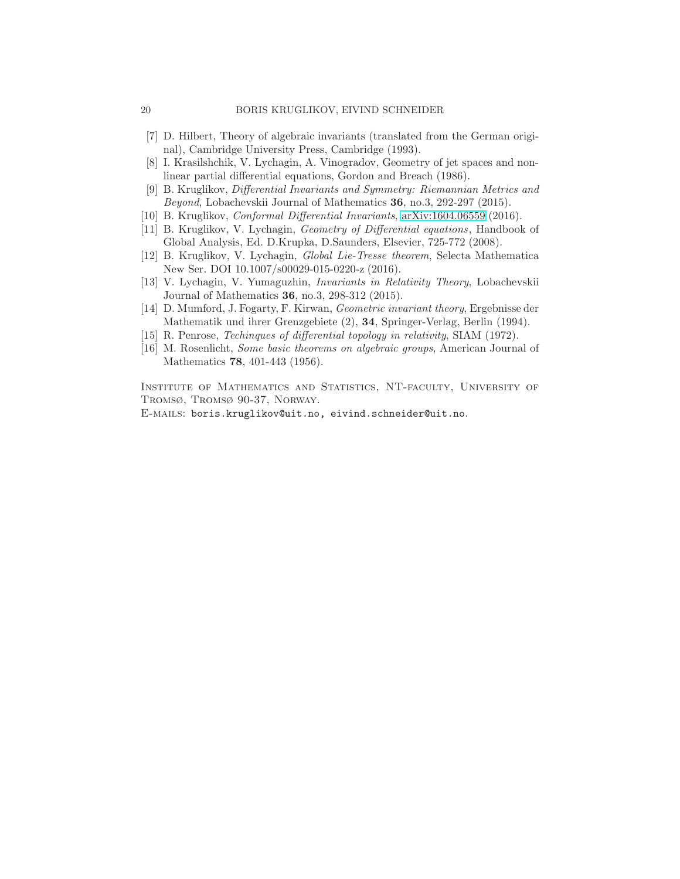[7] D. Hilbert, Theory of algebraic invariants (translated from the German original), Cambridge University Press, Cambridge (1993).

[8] I. Krasilshchik, V. Lychagin, A. Vinogradov, Geometry of jet spaces and nonlinear partial differential equations, Gordon and Breach (1986).

[9] B. Kruglikov, *Differential Invariants and Symmetry: Riemannian Metrics and Beyond*, Lobachevskii Journal of Mathematics **36**, no.3, 292-297 (2015).

[10] B. Kruglikov, *Conformal Differential Invariants*, arXiv:1604.06559 (2016).

[11] B. Kruglikov, V. Lychagin, *Geometry of Differential equations*, Handbook of Global Analysis, Ed. D.Krupka, D.Saunders, Elsevier, 725-772 (2008).

[12] B. Kruglikov, V. Lychagin, *Global Lie-Tresse theorem*, Selecta Mathematica New Ser. DOI 10.1007/s00029-015-0220-z (2016).

[13] V. Lychagin, V. Yumaguzhin, *Invariants in Relativity Theory*, Lobachevskii Journal of Mathematics **36**, no.3, 298-312 (2015).

[14] D. Mumford, J. Fogarty, F. Kirwan, *Geometric invariant theory*, Ergebnisse der Mathematik und ihrer Grenzgebiete (2), **34**, Springer-Verlag, Berlin (1994).

[15] R. Penrose, *Techinques of differential topology in relativity*, SIAM (1972).

[16] M. Rosenlicht, *Some basic theorems on algebraic groups*, American Journal of Mathematics **78**, 401-443 (1956).

Institute of Mathematics and Statistics, NT-faculty, University of Tromsø, Tromsø 90-37, Norway.

E-mails: boris.kruglikov@uit.no, eivind.schneider@uit.no.